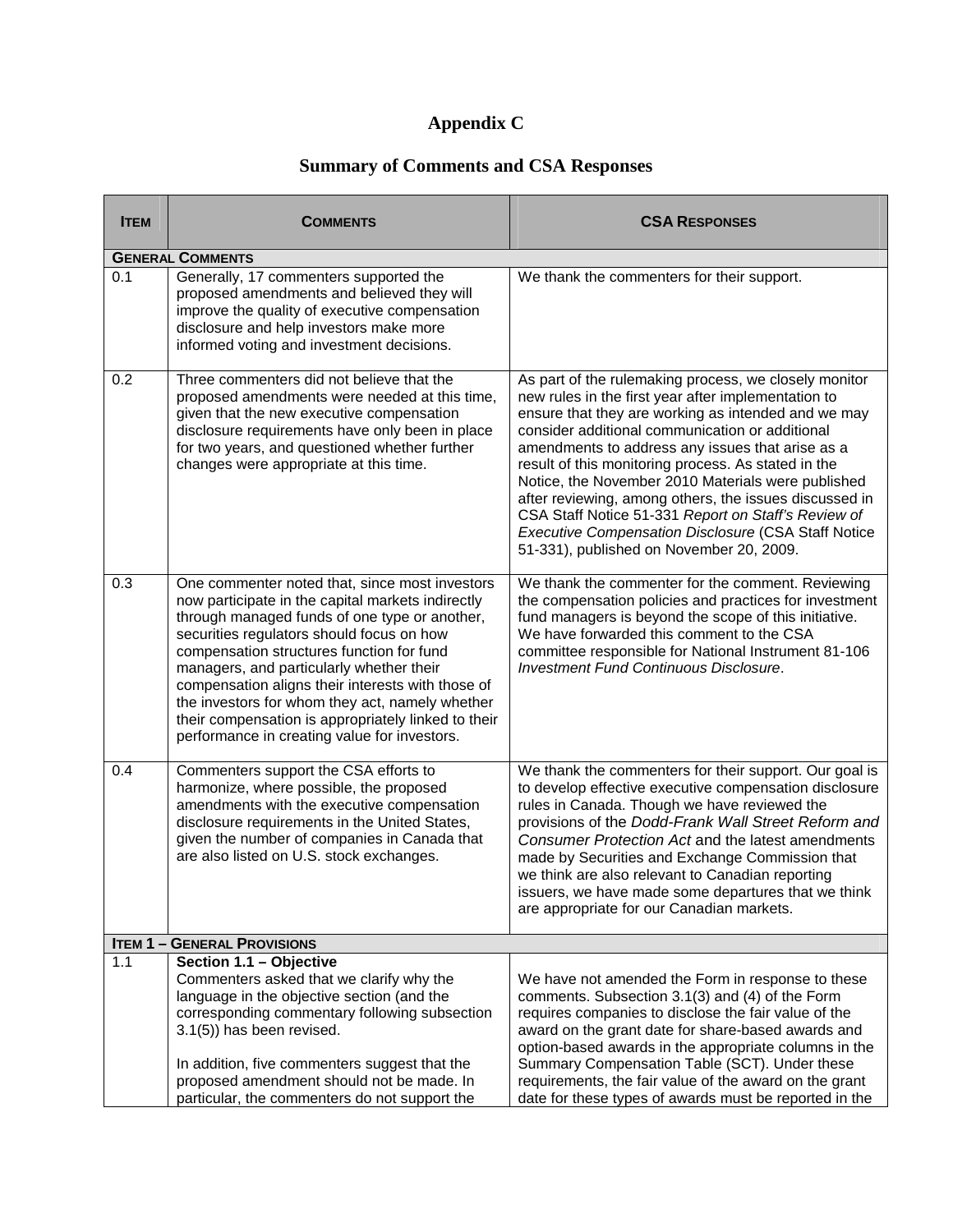# Appendix C

## Summary of Comments and CSA Responses

| ITEM | COMMENTS | CSA RESPONSES |
|---|---|---|
| **GENERAL COMMENTS** | | |
| 0.1 | Generally, 17 commenters supported the proposed amendments and believed they will improve the quality of executive compensation disclosure and help investors make more informed voting and investment decisions. | We thank the commenters for their support. |
| 0.2 | Three commenters did not believe that the proposed amendments were needed at this time, given that the new executive compensation disclosure requirements have only been in place for two years, and questioned whether further changes were appropriate at this time. | As part of the rulemaking process, we closely monitor new rules in the first year after implementation to ensure that they are working as intended and we may consider additional communication or additional amendments to address any issues that arise as a result of this monitoring process. As stated in the Notice, the November 2010 Materials were published after reviewing, among others, the issues discussed in CSA Staff Notice 51-331 *Report on Staff's Review of Executive Compensation Disclosure* (CSA Staff Notice 51-331), published on November 20, 2009. |
| 0.3 | One commenter noted that, since most investors now participate in the capital markets indirectly through managed funds of one type or another, securities regulators should focus on how compensation structures function for fund managers, and particularly whether their compensation aligns their interests with those of the investors for whom they act, namely whether their compensation is appropriately linked to their performance in creating value for investors. | We thank the commenter for the comment. Reviewing the compensation policies and practices for investment fund managers is beyond the scope of this initiative. We have forwarded this comment to the CSA committee responsible for National Instrument 81-106 *Investment Fund Continuous Disclosure*. |
| 0.4 | Commenters support the CSA efforts to harmonize, where possible, the proposed amendments with the executive compensation disclosure requirements in the United States, given the number of companies in Canada that are also listed on U.S. stock exchanges. | We thank the commenters for their support. Our goal is to develop effective executive compensation disclosure rules in Canada. Though we have reviewed the provisions of the *Dodd-Frank Wall Street Reform and Consumer Protection Act* and the latest amendments made by Securities and Exchange Commission that we think are also relevant to Canadian reporting issuers, we have made some departures that we think are appropriate for our Canadian markets. |
| **ITEM 1 – GENERAL PROVISIONS** | | |
| 1.1 | **Section 1.1 – Objective**<br>Commenters asked that we clarify why the language in the objective section (and the corresponding commentary following subsection 3.1(5)) has been revised.<br><br>In addition, five commenters suggest that the proposed amendment should not be made. In particular, the commenters do not support the | We have not amended the Form in response to these comments. Subsection 3.1(3) and (4) of the Form requires companies to disclose the fair value of the award on the grant date for share-based awards and option-based awards in the appropriate columns in the Summary Compensation Table (SCT). Under these requirements, the fair value of the award on the grant date for these types of awards must be reported in the |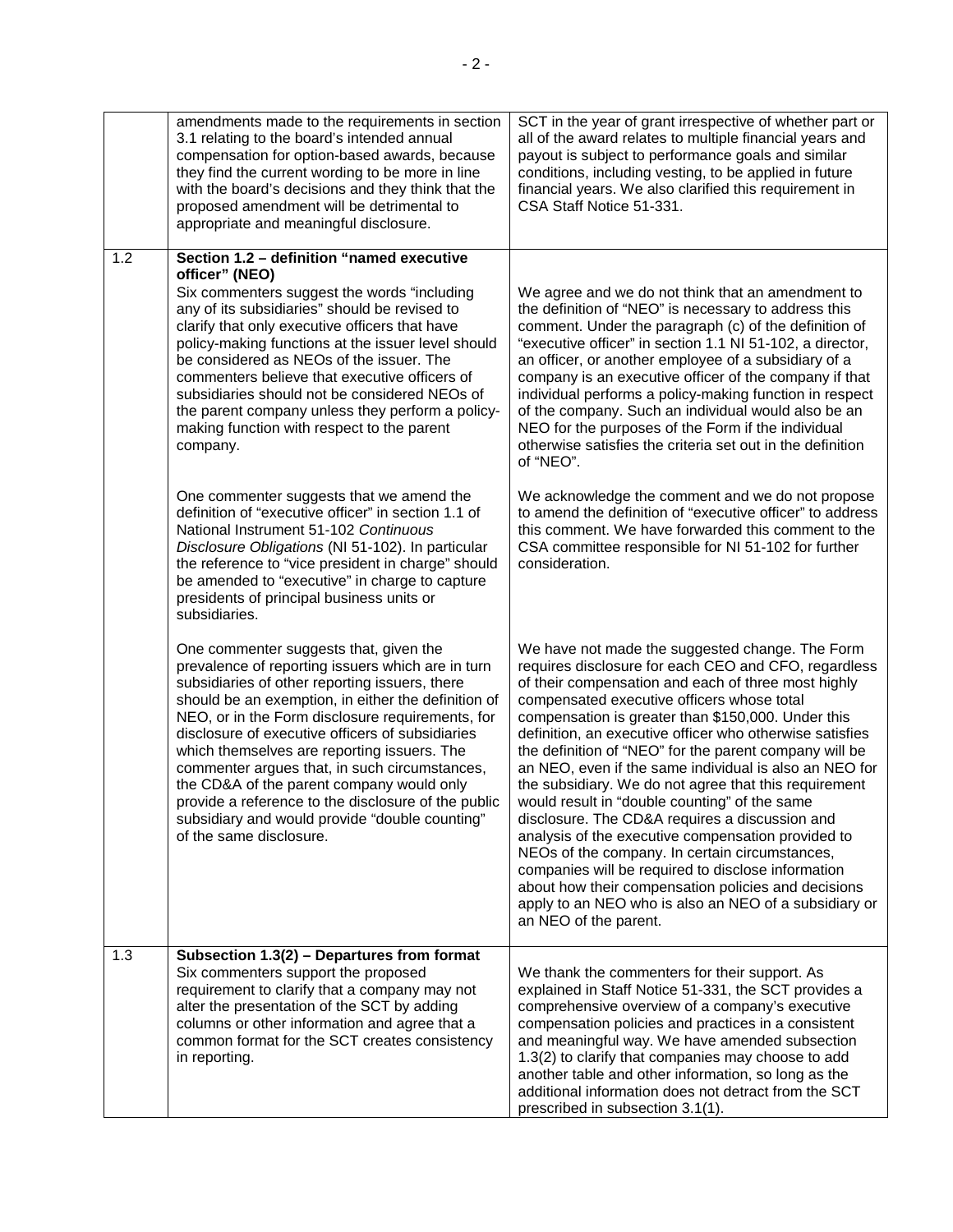| | | |
|---|---|---|
| | amendments made to the requirements in section 3.1 relating to the board's intended annual compensation for option-based awards, because they find the current wording to be more in line with the board's decisions and they think that the proposed amendment will be detrimental to appropriate and meaningful disclosure. | SCT in the year of grant irrespective of whether part or all of the award relates to multiple financial years and payout is subject to performance goals and similar conditions, including vesting, to be applied in future financial years. We also clarified this requirement in CSA Staff Notice 51-331. |
| 1.2 | **Section 1.2 – definition "named executive officer" (NEO)**<br>Six commenters suggest the words "including any of its subsidiaries" should be revised to clarify that only executive officers that have policy-making functions at the issuer level should be considered as NEOs of the issuer. The commenters believe that executive officers of subsidiaries should not be considered NEOs of the parent company unless they perform a policy-making function with respect to the parent company. | We agree and we do not think that an amendment to the definition of "NEO" is necessary to address this comment. Under the paragraph (c) of the definition of "executive officer" in section 1.1 NI 51-102, a director, an officer, or another employee of a subsidiary of a company is an executive officer of the company if that individual performs a policy-making function in respect of the company. Such an individual would also be an NEO for the purposes of the Form if the individual otherwise satisfies the criteria set out in the definition of "NEO". |
| | One commenter suggests that we amend the definition of "executive officer" in section 1.1 of National Instrument 51-102 *Continuous Disclosure Obligations* (NI 51-102). In particular the reference to "vice president in charge" should be amended to "executive" in charge to capture presidents of principal business units or subsidiaries. | We acknowledge the comment and we do not propose to amend the definition of "executive officer" to address this comment. We have forwarded this comment to the CSA committee responsible for NI 51-102 for further consideration. |
| | One commenter suggests that, given the prevalence of reporting issuers which are in turn subsidiaries of other reporting issuers, there should be an exemption, in either the definition of NEO, or in the Form disclosure requirements, for disclosure of executive officers of subsidiaries which themselves are reporting issuers. The commenter argues that, in such circumstances, the CD&A of the parent company would only provide a reference to the disclosure of the public subsidiary and would provide "double counting" of the same disclosure. | We have not made the suggested change. The Form requires disclosure for each CEO and CFO, regardless of their compensation and each of three most highly compensated executive officers whose total compensation is greater than $150,000. Under this definition, an executive officer who otherwise satisfies the definition of "NEO" for the parent company will be an NEO, even if the same individual is also an NEO for the subsidiary. We do not agree that this requirement would result in "double counting" of the same disclosure. The CD&A requires a discussion and analysis of the executive compensation provided to NEOs of the company. In certain circumstances, companies will be required to disclose information about how their compensation policies and decisions apply to an NEO who is also an NEO of a subsidiary or an NEO of the parent. |
| 1.3 | **Subsection 1.3(2) – Departures from format**<br>Six commenters support the proposed requirement to clarify that a company may not alter the presentation of the SCT by adding columns or other information and agree that a common format for the SCT creates consistency in reporting. | We thank the commenters for their support. As explained in Staff Notice 51-331, the SCT provides a comprehensive overview of a company's executive compensation policies and practices in a consistent and meaningful way. We have amended subsection 1.3(2) to clarify that companies may choose to add another table and other information, so long as the additional information does not detract from the SCT prescribed in subsection 3.1(1). |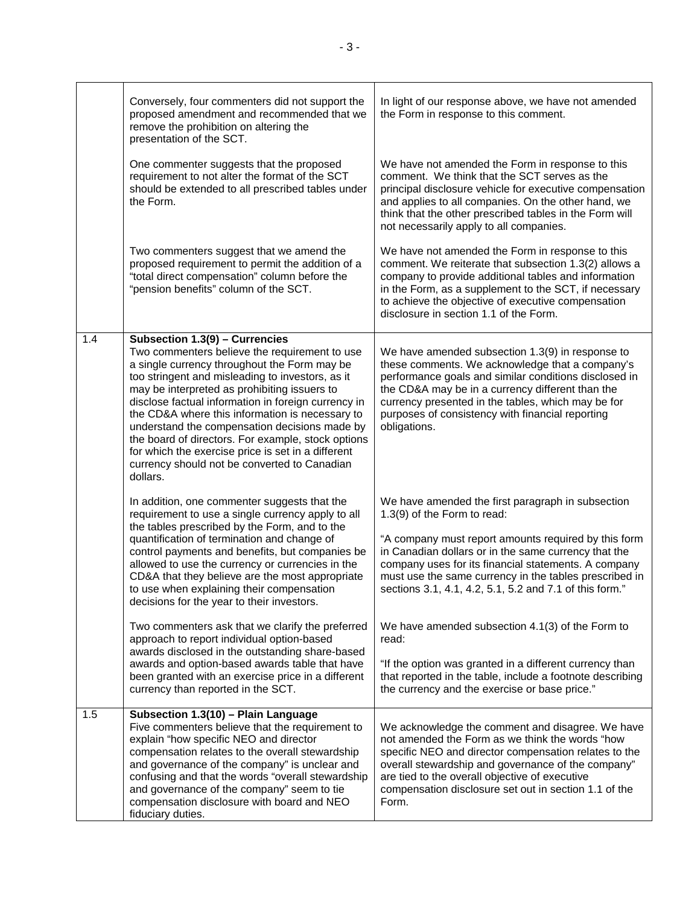| | | |
|---|---|---|
| | Conversely, four commenters did not support the proposed amendment and recommended that we remove the prohibition on altering the presentation of the SCT. | In light of our response above, we have not amended the Form in response to this comment. |
| | One commenter suggests that the proposed requirement to not alter the format of the SCT should be extended to all prescribed tables under the Form. | We have not amended the Form in response to this comment. We think that the SCT serves as the principal disclosure vehicle for executive compensation and applies to all companies. On the other hand, we think that the other prescribed tables in the Form will not necessarily apply to all companies. |
| | Two commenters suggest that we amend the proposed requirement to permit the addition of a "total direct compensation" column before the "pension benefits" column of the SCT. | We have not amended the Form in response to this comment. We reiterate that subsection 1.3(2) allows a company to provide additional tables and information in the Form, as a supplement to the SCT, if necessary to achieve the objective of executive compensation disclosure in section 1.1 of the Form. |
| 1.4 | **Subsection 1.3(9) – Currencies**<br>Two commenters believe the requirement to use a single currency throughout the Form may be too stringent and misleading to investors, as it may be interpreted as prohibiting issuers to disclose factual information in foreign currency in the CD&A where this information is necessary to understand the compensation decisions made by the board of directors. For example, stock options for which the exercise price is set in a different currency should not be converted to Canadian dollars. | We have amended subsection 1.3(9) in response to these comments. We acknowledge that a company's performance goals and similar conditions disclosed in the CD&A may be in a currency different than the currency presented in the tables, which may be for purposes of consistency with financial reporting obligations. |
| | In addition, one commenter suggests that the requirement to use a single currency apply to all the tables prescribed by the Form, and to the quantification of termination and change of control payments and benefits, but companies be allowed to use the currency or currencies in the CD&A that they believe are the most appropriate to use when explaining their compensation decisions for the year to their investors. | We have amended the first paragraph in subsection 1.3(9) of the Form to read:<br><br>"A company must report amounts required by this form in Canadian dollars or in the same currency that the company uses for its financial statements. A company must use the same currency in the tables prescribed in sections 3.1, 4.1, 4.2, 5.1, 5.2 and 7.1 of this form." |
| | Two commenters ask that we clarify the preferred approach to report individual option-based awards disclosed in the outstanding share-based awards and option-based awards table that have been granted with an exercise price in a different currency than reported in the SCT. | We have amended subsection 4.1(3) of the Form to read:<br><br>"If the option was granted in a different currency than that reported in the table, include a footnote describing the currency and the exercise or base price." |
| 1.5 | **Subsection 1.3(10) – Plain Language**<br>Five commenters believe that the requirement to explain "how specific NEO and director compensation relates to the overall stewardship and governance of the company" is unclear and confusing and that the words "overall stewardship and governance of the company" seem to tie compensation disclosure with board and NEO fiduciary duties. | We acknowledge the comment and disagree. We have not amended the Form as we think the words "how specific NEO and director compensation relates to the overall stewardship and governance of the company" are tied to the overall objective of executive compensation disclosure set out in section 1.1 of the Form. |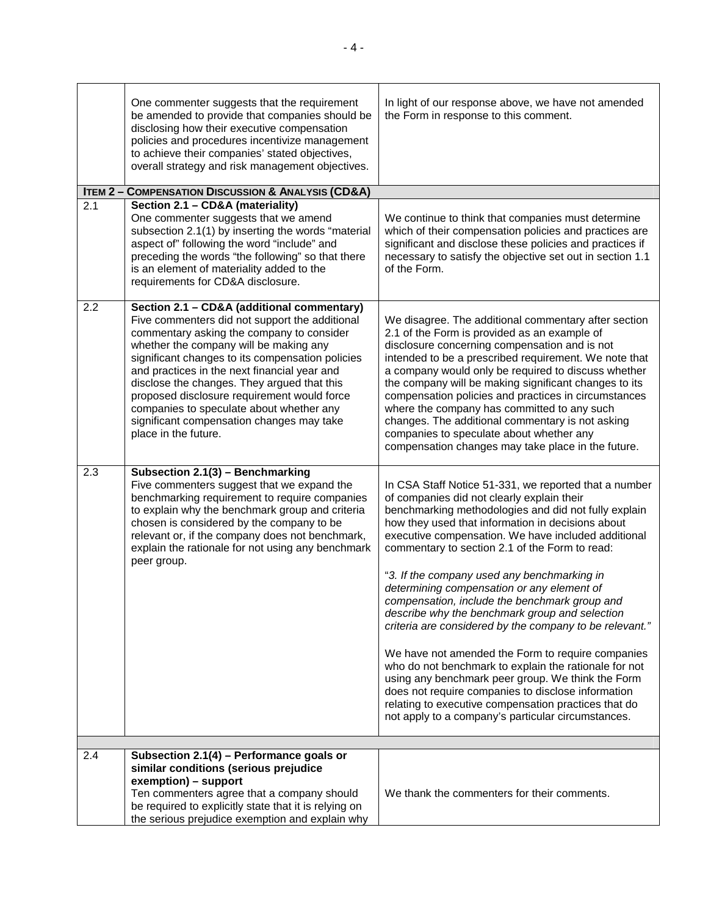|  |  |  |
|---|---|---|
|  | One commenter suggests that the requirement be amended to provide that companies should be disclosing how their executive compensation policies and procedures incentivize management to achieve their companies' stated objectives, overall strategy and risk management objectives. | In light of our response above, we have not amended the Form in response to this comment. |
| **ITEM 2 – COMPENSATION DISCUSSION & ANALYSIS (CD&A)** |  |  |
| 2.1 | **Section 2.1 – CD&A (materiality)**<br>One commenter suggests that we amend subsection 2.1(1) by inserting the words "material aspect of" following the word "include" and preceding the words "the following" so that there is an element of materiality added to the requirements for CD&A disclosure. | We continue to think that companies must determine which of their compensation policies and practices are significant and disclose these policies and practices if necessary to satisfy the objective set out in section 1.1 of the Form. |
| 2.2 | **Section 2.1 – CD&A (additional commentary)**<br>Five commenters did not support the additional commentary asking the company to consider whether the company will be making any significant changes to its compensation policies and practices in the next financial year and disclose the changes. They argued that this proposed disclosure requirement would force companies to speculate about whether any significant compensation changes may take place in the future. | We disagree. The additional commentary after section 2.1 of the Form is provided as an example of disclosure concerning compensation and is not intended to be a prescribed requirement. We note that a company would only be required to discuss whether the company will be making significant changes to its compensation policies and practices in circumstances where the company has committed to any such changes. The additional commentary is not asking companies to speculate about whether any compensation changes may take place in the future. |
| 2.3 | **Subsection 2.1(3) – Benchmarking**<br>Five commenters suggest that we expand the benchmarking requirement to require companies to explain why the benchmark group and criteria chosen is considered by the company to be relevant or, if the company does not benchmark, explain the rationale for not using any benchmark peer group. | In CSA Staff Notice 51-331, we reported that a number of companies did not clearly explain their benchmarking methodologies and did not fully explain how they used that information in decisions about executive compensation. We have included additional commentary to section 2.1 of the Form to read:<br><br>"*3. If the company used any benchmarking in determining compensation or any element of compensation, include the benchmark group and describe why the benchmark group and selection criteria are considered by the company to be relevant.*"<br><br>We have not amended the Form to require companies who do not benchmark to explain the rationale for not using any benchmark peer group. We think the Form does not require companies to disclose information relating to executive compensation practices that do not apply to a company's particular circumstances. |
|  |  |  |
| 2.4 | **Subsection 2.1(4) – Performance goals or similar conditions (serious prejudice exemption) – support**<br>Ten commenters agree that a company should be required to explicitly state that it is relying on the serious prejudice exemption and explain why | We thank the commenters for their comments. |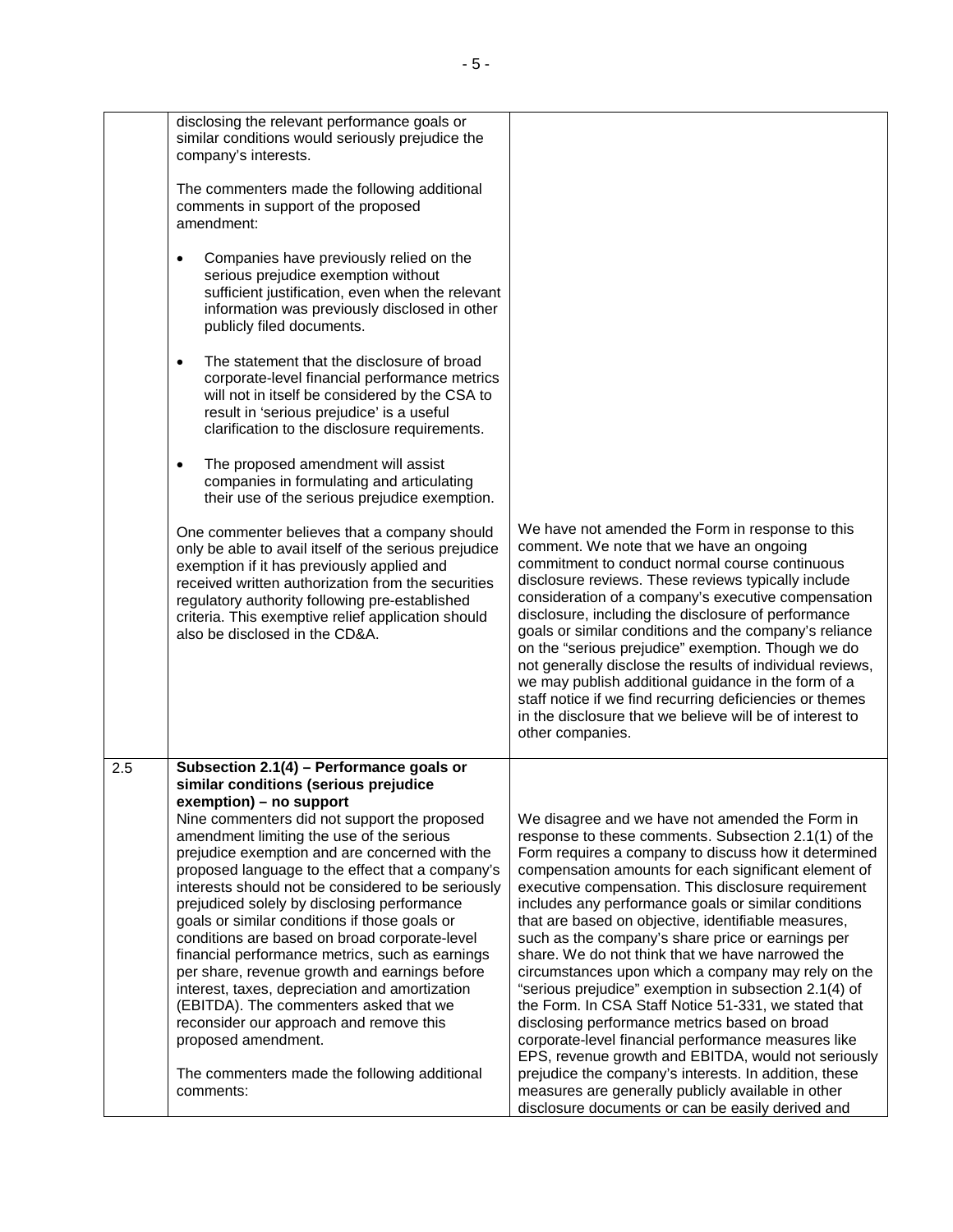| | | |
|---|---|---|
| | disclosing the relevant performance goals or similar conditions would seriously prejudice the company's interests.<br><br>The commenters made the following additional comments in support of the proposed amendment:<br><br>• Companies have previously relied on the serious prejudice exemption without sufficient justification, even when the relevant information was previously disclosed in other publicly filed documents.<br><br>• The statement that the disclosure of broad corporate-level financial performance metrics will not in itself be considered by the CSA to result in 'serious prejudice' is a useful clarification to the disclosure requirements.<br><br>• The proposed amendment will assist companies in formulating and articulating their use of the serious prejudice exemption.<br><br>One commenter believes that a company should only be able to avail itself of the serious prejudice exemption if it has previously applied and received written authorization from the securities regulatory authority following pre-established criteria. This exemptive relief application should also be disclosed in the CD&A. | We have not amended the Form in response to this comment. We note that we have an ongoing commitment to conduct normal course continuous disclosure reviews. These reviews typically include consideration of a company's executive compensation disclosure, including the disclosure of performance goals or similar conditions and the company's reliance on the "serious prejudice" exemption. Though we do not generally disclose the results of individual reviews, we may publish additional guidance in the form of a staff notice if we find recurring deficiencies or themes in the disclosure that we believe will be of interest to other companies. |
| 2.5 | **Subsection 2.1(4) – Performance goals or similar conditions (serious prejudice exemption) – no support**<br>Nine commenters did not support the proposed amendment limiting the use of the serious prejudice exemption and are concerned with the proposed language to the effect that a company's interests should not be considered to be seriously prejudiced solely by disclosing performance goals or similar conditions if those goals or conditions are based on broad corporate-level financial performance metrics, such as earnings per share, revenue growth and earnings before interest, taxes, depreciation and amortization (EBITDA). The commenters asked that we reconsider our approach and remove this proposed amendment.<br><br>The commenters made the following additional comments: | We disagree and we have not amended the Form in response to these comments. Subsection 2.1(1) of the Form requires a company to discuss how it determined compensation amounts for each significant element of executive compensation. This disclosure requirement includes any performance goals or similar conditions that are based on objective, identifiable measures, such as the company's share price or earnings per share. We do not think that we have narrowed the circumstances upon which a company may rely on the "serious prejudice" exemption in subsection 2.1(4) of the Form. In CSA Staff Notice 51-331, we stated that disclosing performance metrics based on broad corporate-level financial performance measures like EPS, revenue growth and EBITDA, would not seriously prejudice the company's interests. In addition, these measures are generally publicly available in other disclosure documents or can be easily derived and |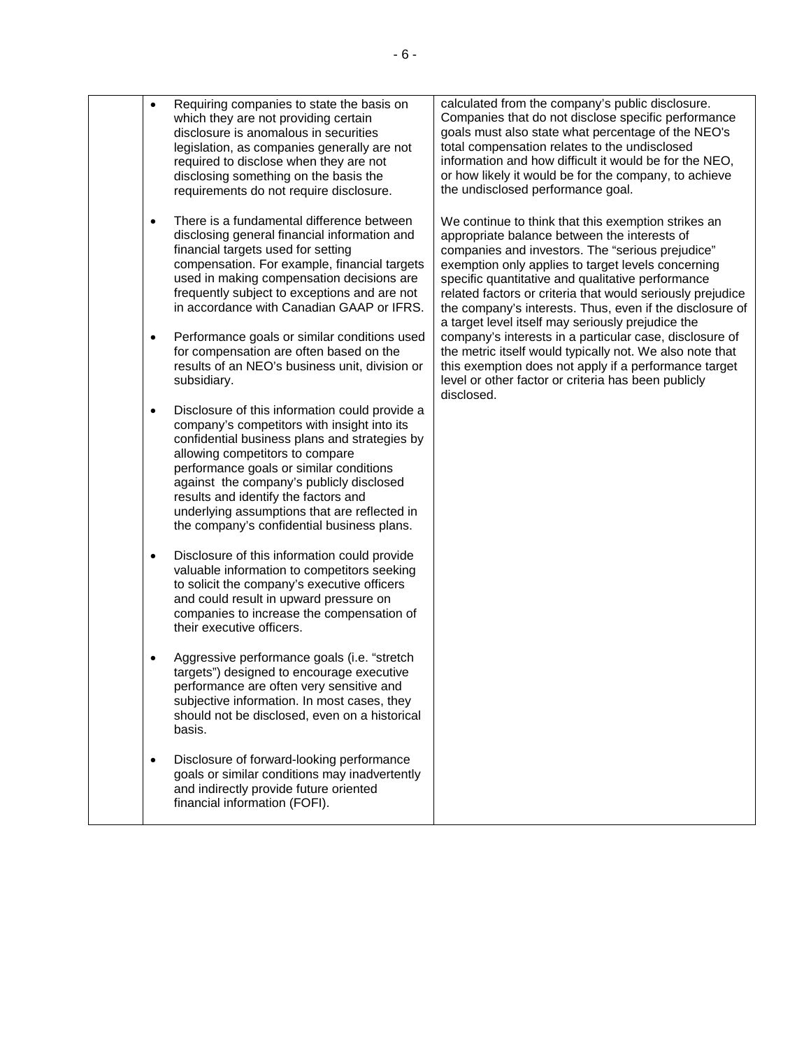| | | |
|---|---|---|
| | • Requiring companies to state the basis on which they are not providing certain disclosure is anomalous in securities legislation, as companies generally are not required to disclose when they are not disclosing something on the basis the requirements do not require disclosure.<br><br>• There is a fundamental difference between disclosing general financial information and financial targets used for setting compensation. For example, financial targets used in making compensation decisions are frequently subject to exceptions and are not in accordance with Canadian GAAP or IFRS.<br><br>• Performance goals or similar conditions used for compensation are often based on the results of an NEO's business unit, division or subsidiary.<br><br>• Disclosure of this information could provide a company's competitors with insight into its confidential business plans and strategies by allowing competitors to compare performance goals or similar conditions against the company's publicly disclosed results and identify the factors and underlying assumptions that are reflected in the company's confidential business plans.<br><br>• Disclosure of this information could provide valuable information to competitors seeking to solicit the company's executive officers and could result in upward pressure on companies to increase the compensation of their executive officers.<br><br>• Aggressive performance goals (i.e. "stretch targets") designed to encourage executive performance are often very sensitive and subjective information. In most cases, they should not be disclosed, even on a historical basis.<br><br>• Disclosure of forward-looking performance goals or similar conditions may inadvertently and indirectly provide future oriented financial information (FOFI). | calculated from the company's public disclosure. Companies that do not disclose specific performance goals must also state what percentage of the NEO's total compensation relates to the undisclosed information and how difficult it would be for the NEO, or how likely it would be for the company, to achieve the undisclosed performance goal.<br><br>We continue to think that this exemption strikes an appropriate balance between the interests of companies and investors. The "serious prejudice" exemption only applies to target levels concerning specific quantitative and qualitative performance related factors or criteria that would seriously prejudice the company's interests. Thus, even if the disclosure of a target level itself may seriously prejudice the company's interests in a particular case, disclosure of the metric itself would typically not. We also note that this exemption does not apply if a performance target level or other factor or criteria has been publicly disclosed. |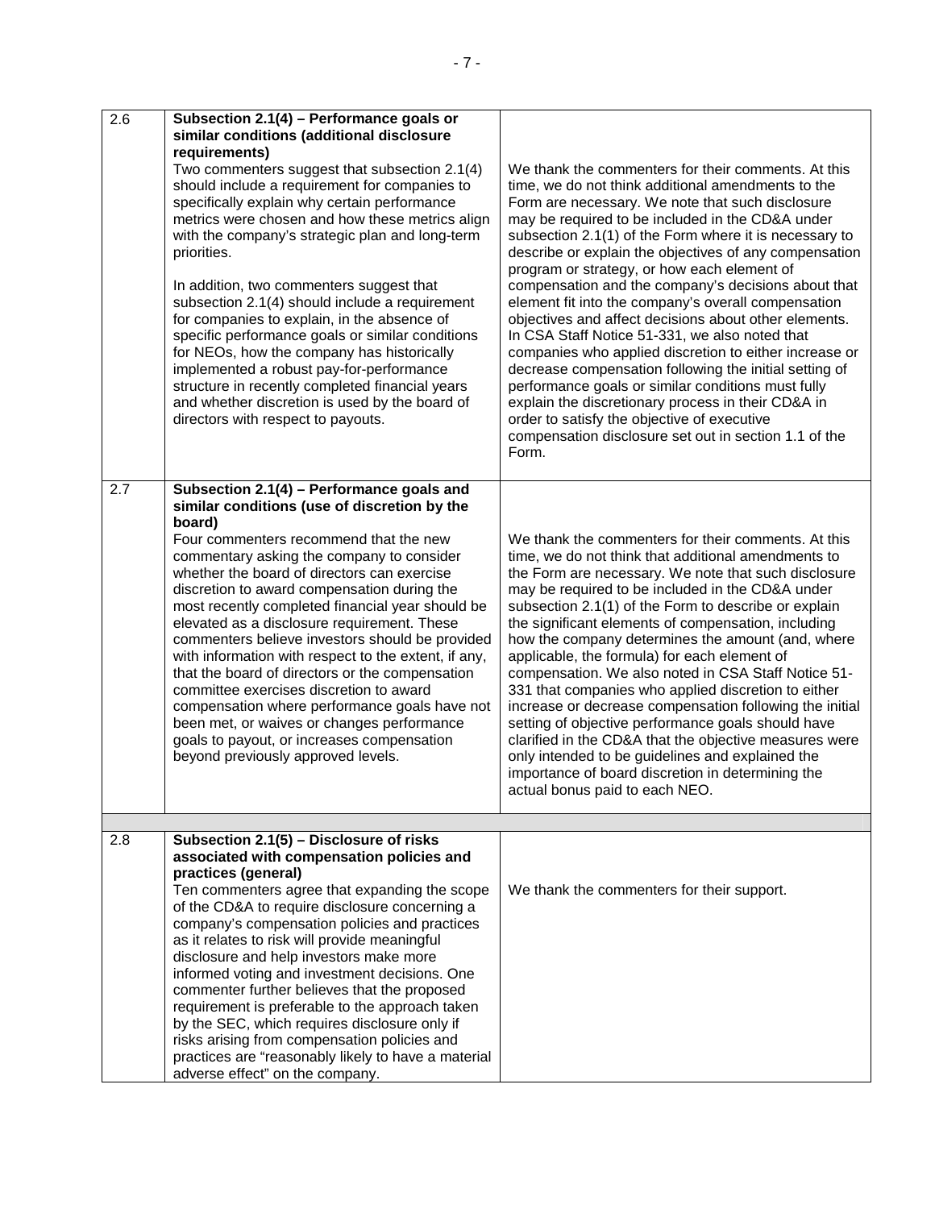| | | |
|---|---|---|
| 2.6 | **Subsection 2.1(4) – Performance goals or similar conditions (additional disclosure requirements)**<br>Two commenters suggest that subsection 2.1(4) should include a requirement for companies to specifically explain why certain performance metrics were chosen and how these metrics align with the company's strategic plan and long-term priorities.<br><br>In addition, two commenters suggest that subsection 2.1(4) should include a requirement for companies to explain, in the absence of specific performance goals or similar conditions for NEOs, how the company has historically implemented a robust pay-for-performance structure in recently completed financial years and whether discretion is used by the board of directors with respect to payouts. | We thank the commenters for their comments. At this time, we do not think additional amendments to the Form are necessary. We note that such disclosure may be required to be included in the CD&A under subsection 2.1(1) of the Form where it is necessary to describe or explain the objectives of any compensation program or strategy, or how each element of compensation and the company's decisions about that element fit into the company's overall compensation objectives and affect decisions about other elements. In CSA Staff Notice 51-331, we also noted that companies who applied discretion to either increase or decrease compensation following the initial setting of performance goals or similar conditions must fully explain the discretionary process in their CD&A in order to satisfy the objective of executive compensation disclosure set out in section 1.1 of the Form. |
| 2.7 | **Subsection 2.1(4) – Performance goals and similar conditions (use of discretion by the board)**<br>Four commenters recommend that the new commentary asking the company to consider whether the board of directors can exercise discretion to award compensation during the most recently completed financial year should be elevated as a disclosure requirement. These commenters believe investors should be provided with information with respect to the extent, if any, that the board of directors or the compensation committee exercises discretion to award compensation where performance goals have not been met, or waives or changes performance goals to payout, or increases compensation beyond previously approved levels. | We thank the commenters for their comments. At this time, we do not think that additional amendments to the Form are necessary. We note that such disclosure may be required to be included in the CD&A under subsection 2.1(1) of the Form to describe or explain the significant elements of compensation, including how the company determines the amount (and, where applicable, the formula) for each element of compensation. We also noted in CSA Staff Notice 51-331 that companies who applied discretion to either increase or decrease compensation following the initial setting of objective performance goals should have clarified in the CD&A that the objective measures were only intended to be guidelines and explained the importance of board discretion in determining the actual bonus paid to each NEO. |
| | | |
| 2.8 | **Subsection 2.1(5) – Disclosure of risks associated with compensation policies and practices (general)**<br>Ten commenters agree that expanding the scope of the CD&A to require disclosure concerning a company's compensation policies and practices as it relates to risk will provide meaningful disclosure and help investors make more informed voting and investment decisions. One commenter further believes that the proposed requirement is preferable to the approach taken by the SEC, which requires disclosure only if risks arising from compensation policies and practices are "reasonably likely to have a material adverse effect" on the company. | We thank the commenters for their support. |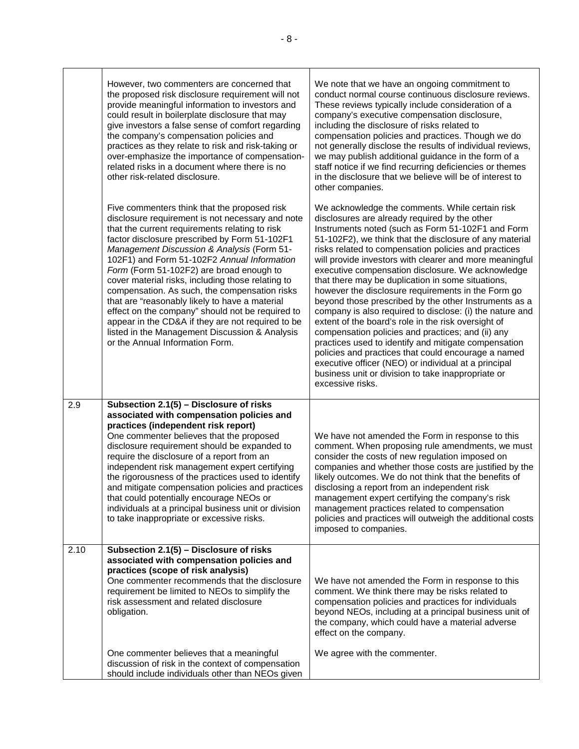| | | |
|---|---|---|
| | However, two commenters are concerned that the proposed risk disclosure requirement will not provide meaningful information to investors and could result in boilerplate disclosure that may give investors a false sense of comfort regarding the company's compensation policies and practices as they relate to risk and risk-taking or over-emphasize the importance of compensation-related risks in a document where there is no other risk-related disclosure. | We note that we have an ongoing commitment to conduct normal course continuous disclosure reviews. These reviews typically include consideration of a company's executive compensation disclosure, including the disclosure of risks related to compensation policies and practices. Though we do not generally disclose the results of individual reviews, we may publish additional guidance in the form of a staff notice if we find recurring deficiencies or themes in the disclosure that we believe will be of interest to other companies. |
| | Five commenters think that the proposed risk disclosure requirement is not necessary and note that the current requirements relating to risk factor disclosure prescribed by Form 51-102F1 *Management Discussion & Analysis* (Form 51-102F1) and Form 51-102F2 *Annual Information Form* (Form 51-102F2) are broad enough to cover material risks, including those relating to compensation. As such, the compensation risks that are "reasonably likely to have a material effect on the company" should not be required to appear in the CD&A if they are not required to be listed in the Management Discussion & Analysis or the Annual Information Form. | We acknowledge the comments. While certain risk disclosures are already required by the other Instruments noted (such as Form 51-102F1 and Form 51-102F2), we think that the disclosure of any material risks related to compensation policies and practices will provide investors with clearer and more meaningful executive compensation disclosure. We acknowledge that there may be duplication in some situations, however the disclosure requirements in the Form go beyond those prescribed by the other Instruments as a company is also required to disclose: (i) the nature and extent of the board's role in the risk oversight of compensation policies and practices; and (ii) any practices used to identify and mitigate compensation policies and practices that could encourage a named executive officer (NEO) or individual at a principal business unit or division to take inappropriate or excessive risks. |
| 2.9 | **Subsection 2.1(5) – Disclosure of risks associated with compensation policies and practices (independent risk report)**<br>One commenter believes that the proposed disclosure requirement should be expanded to require the disclosure of a report from an independent risk management expert certifying the rigorousness of the practices used to identify and mitigate compensation policies and practices that could potentially encourage NEOs or individuals at a principal business unit or division to take inappropriate or excessive risks. | We have not amended the Form in response to this comment. When proposing rule amendments, we must consider the costs of new regulation imposed on companies and whether those costs are justified by the likely outcomes. We do not think that the benefits of disclosing a report from an independent risk management expert certifying the company's risk management practices related to compensation policies and practices will outweigh the additional costs imposed to companies. |
| 2.10 | **Subsection 2.1(5) – Disclosure of risks associated with compensation policies and practices (scope of risk analysis)**<br>One commenter recommends that the disclosure requirement be limited to NEOs to simplify the risk assessment and related disclosure obligation. | We have not amended the Form in response to this comment. We think there may be risks related to compensation policies and practices for individuals beyond NEOs, including at a principal business unit of the company, which could have a material adverse effect on the company. |
| | One commenter believes that a meaningful discussion of risk in the context of compensation should include individuals other than NEOs given | We agree with the commenter. |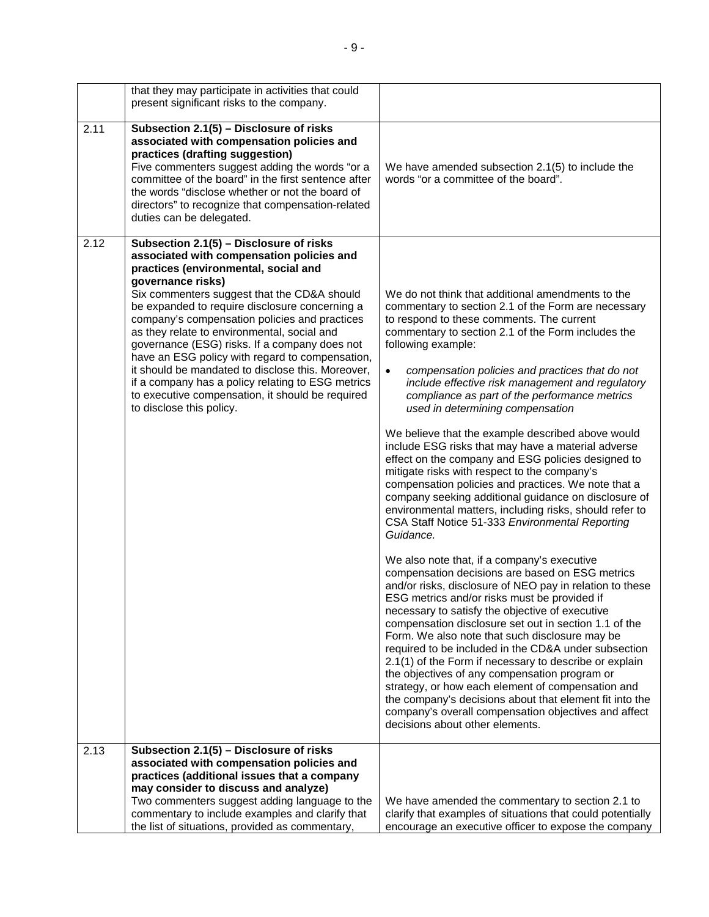| | | |
|---|---|---|
| | that they may participate in activities that could present significant risks to the company. | |
| 2.11 | **Subsection 2.1(5) – Disclosure of risks associated with compensation policies and practices (drafting suggestion)**<br>Five commenters suggest adding the words "or a committee of the board" in the first sentence after the words "disclose whether or not the board of directors" to recognize that compensation-related duties can be delegated. | We have amended subsection 2.1(5) to include the words "or a committee of the board". |
| 2.12 | **Subsection 2.1(5) – Disclosure of risks associated with compensation policies and practices (environmental, social and governance risks)**<br>Six commenters suggest that the CD&A should be expanded to require disclosure concerning a company's compensation policies and practices as they relate to environmental, social and governance (ESG) risks. If a company does not have an ESG policy with regard to compensation, it should be mandated to disclose this. Moreover, if a company has a policy relating to ESG metrics to executive compensation, it should be required to disclose this policy. | We do not think that additional amendments to the commentary to section 2.1 of the Form are necessary to respond to these comments. The current commentary to section 2.1 of the Form includes the following example:<br><br>• *compensation policies and practices that do not include effective risk management and regulatory compliance as part of the performance metrics used in determining compensation*<br><br>We believe that the example described above would include ESG risks that may have a material adverse effect on the company and ESG policies designed to mitigate risks with respect to the company's compensation policies and practices. We note that a company seeking additional guidance on disclosure of environmental matters, including risks, should refer to CSA Staff Notice 51-333 *Environmental Reporting Guidance.*<br><br>We also note that, if a company's executive compensation decisions are based on ESG metrics and/or risks, disclosure of NEO pay in relation to these ESG metrics and/or risks must be provided if necessary to satisfy the objective of executive compensation disclosure set out in section 1.1 of the Form. We also note that such disclosure may be required to be included in the CD&A under subsection 2.1(1) of the Form if necessary to describe or explain the objectives of any compensation program or strategy, or how each element of compensation and the company's decisions about that element fit into the company's overall compensation objectives and affect decisions about other elements. |
| 2.13 | **Subsection 2.1(5) – Disclosure of risks associated with compensation policies and practices (additional issues that a company may consider to discuss and analyze)**<br>Two commenters suggest adding language to the commentary to include examples and clarify that the list of situations, provided as commentary, | We have amended the commentary to section 2.1 to clarify that examples of situations that could potentially encourage an executive officer to expose the company |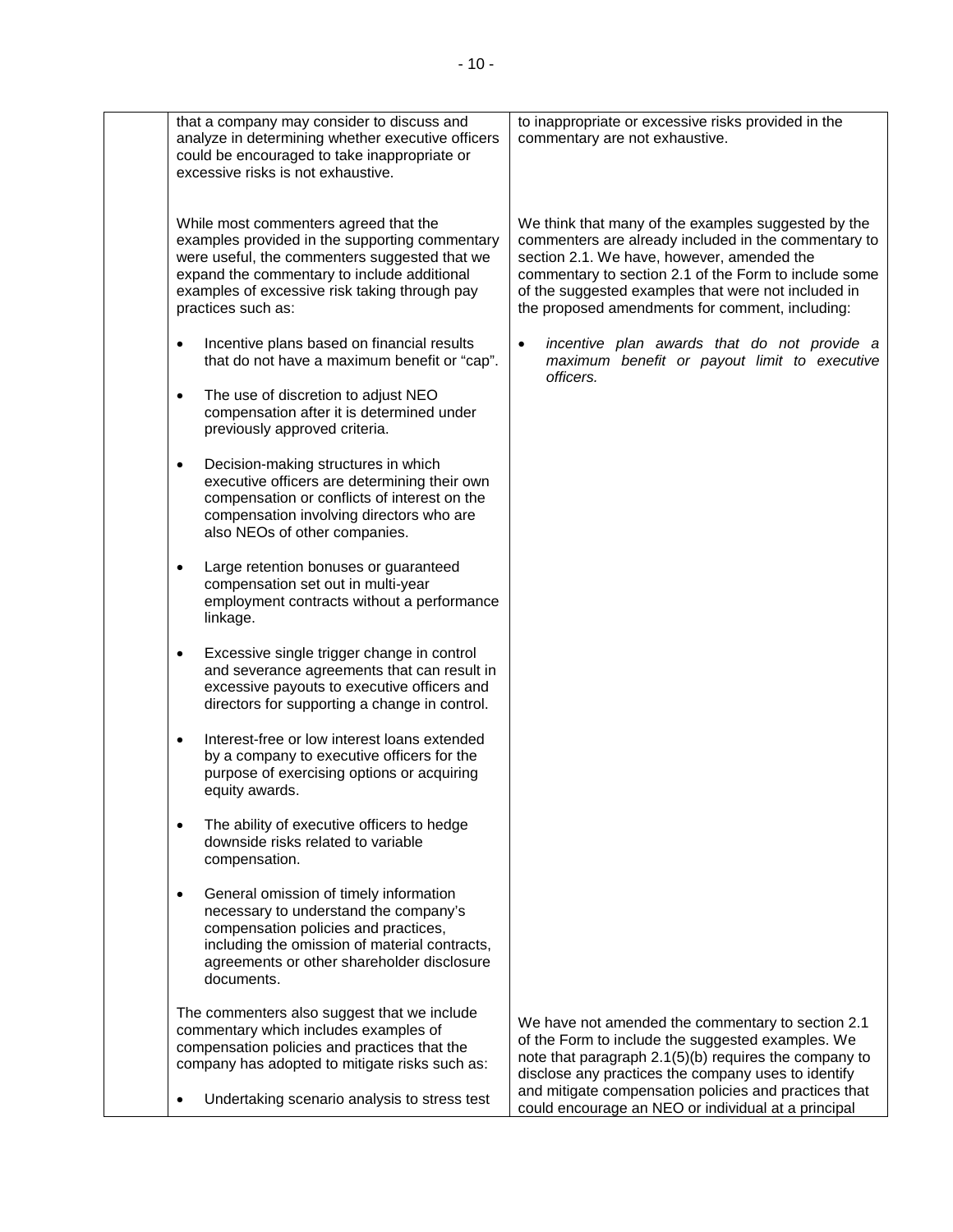| | | |
|---|---|---|
| | that a company may consider to discuss and analyze in determining whether executive officers could be encouraged to take inappropriate or excessive risks is not exhaustive. | to inappropriate or excessive risks provided in the commentary are not exhaustive. |
| | While most commenters agreed that the examples provided in the supporting commentary were useful, the commenters suggested that we expand the commentary to include additional examples of excessive risk taking through pay practices such as:<br><br>• Incentive plans based on financial results that do not have a maximum benefit or "cap".<br><br>• The use of discretion to adjust NEO compensation after it is determined under previously approved criteria.<br><br>• Decision-making structures in which executive officers are determining their own compensation or conflicts of interest on the compensation involving directors who are also NEOs of other companies.<br><br>• Large retention bonuses or guaranteed compensation set out in multi-year employment contracts without a performance linkage.<br><br>• Excessive single trigger change in control and severance agreements that can result in excessive payouts to executive officers and directors for supporting a change in control.<br><br>• Interest-free or low interest loans extended by a company to executive officers for the purpose of exercising options or acquiring equity awards.<br><br>• The ability of executive officers to hedge downside risks related to variable compensation.<br><br>• General omission of timely information necessary to understand the company's compensation policies and practices, including the omission of material contracts, agreements or other shareholder disclosure documents. | We think that many of the examples suggested by the commenters are already included in the commentary to section 2.1. We have, however, amended the commentary to section 2.1 of the Form to include some of the suggested examples that were not included in the proposed amendments for comment, including:<br><br>• *incentive plan awards that do not provide a maximum benefit or payout limit to executive officers.* |
| | The commenters also suggest that we include commentary which includes examples of compensation policies and practices that the company has adopted to mitigate risks such as:<br><br>• Undertaking scenario analysis to stress test | We have not amended the commentary to section 2.1 of the Form to include the suggested examples. We note that paragraph 2.1(5)(b) requires the company to disclose any practices the company uses to identify and mitigate compensation policies and practices that could encourage an NEO or individual at a principal |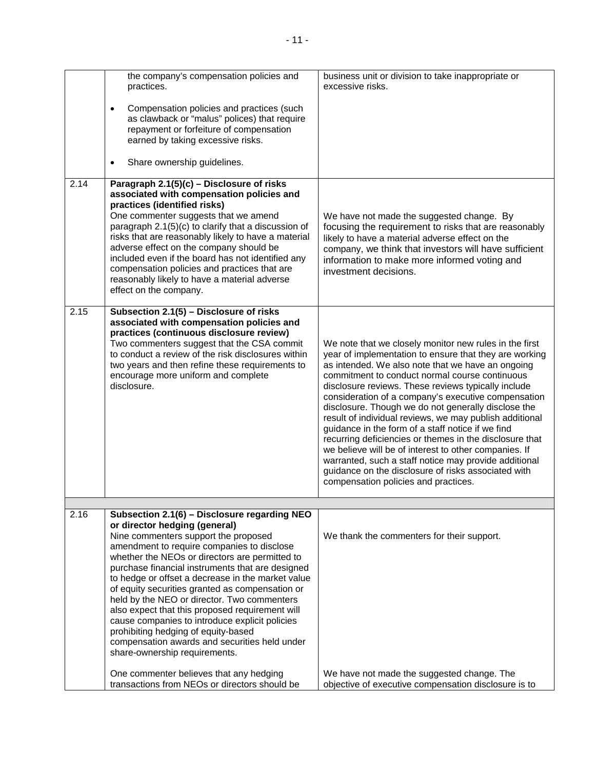| | | |
|---|---|---|
| | the company's compensation policies and practices.<br><br>• Compensation policies and practices (such as clawback or "malus" polices) that require repayment or forfeiture of compensation earned by taking excessive risks.<br><br>• Share ownership guidelines. | business unit or division to take inappropriate or excessive risks. |
| 2.14 | **Paragraph 2.1(5)(c) – Disclosure of risks associated with compensation policies and practices (identified risks)**<br>One commenter suggests that we amend paragraph 2.1(5)(c) to clarify that a discussion of risks that are reasonably likely to have a material adverse effect on the company should be included even if the board has not identified any compensation policies and practices that are reasonably likely to have a material adverse effect on the company. | We have not made the suggested change. By focusing the requirement to risks that are reasonably likely to have a material adverse effect on the company, we think that investors will have sufficient information to make more informed voting and investment decisions. |
| 2.15 | **Subsection 2.1(5) – Disclosure of risks associated with compensation policies and practices (continuous disclosure review)**<br>Two commenters suggest that the CSA commit to conduct a review of the risk disclosures within two years and then refine these requirements to encourage more uniform and complete disclosure. | We note that we closely monitor new rules in the first year of implementation to ensure that they are working as intended. We also note that we have an ongoing commitment to conduct normal course continuous disclosure reviews. These reviews typically include consideration of a company's executive compensation disclosure. Though we do not generally disclose the result of individual reviews, we may publish additional guidance in the form of a staff notice if we find recurring deficiencies or themes in the disclosure that we believe will be of interest to other companies. If warranted, such a staff notice may provide additional guidance on the disclosure of risks associated with compensation policies and practices. |
| | | |
| 2.16 | **Subsection 2.1(6) – Disclosure regarding NEO or director hedging (general)**<br>Nine commenters support the proposed amendment to require companies to disclose whether the NEOs or directors are permitted to purchase financial instruments that are designed to hedge or offset a decrease in the market value of equity securities granted as compensation or held by the NEO or director. Two commenters also expect that this proposed requirement will cause companies to introduce explicit policies prohibiting hedging of equity-based compensation awards and securities held under share-ownership requirements.<br><br>One commenter believes that any hedging transactions from NEOs or directors should be | We thank the commenters for their support.<br><br>We have not made the suggested change. The objective of executive compensation disclosure is to |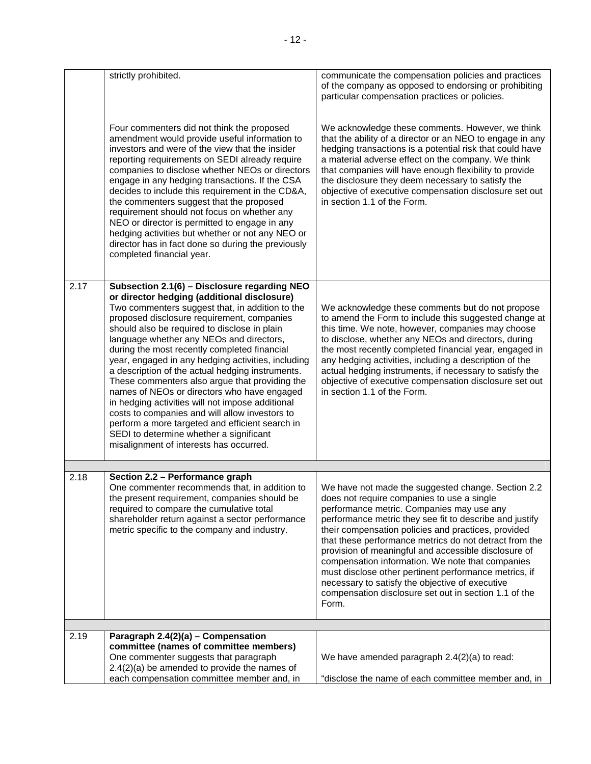| | | |
|---|---|---|
| | strictly prohibited. | communicate the compensation policies and practices of the company as opposed to endorsing or prohibiting particular compensation practices or policies. |
| | Four commenters did not think the proposed amendment would provide useful information to investors and were of the view that the insider reporting requirements on SEDI already require companies to disclose whether NEOs or directors engage in any hedging transactions. If the CSA decides to include this requirement in the CD&A, the commenters suggest that the proposed requirement should not focus on whether any NEO or director is permitted to engage in any hedging activities but whether or not any NEO or director has in fact done so during the previously completed financial year. | We acknowledge these comments. However, we think that the ability of a director or an NEO to engage in any hedging transactions is a potential risk that could have a material adverse effect on the company. We think that companies will have enough flexibility to provide the disclosure they deem necessary to satisfy the objective of executive compensation disclosure set out in section 1.1 of the Form. |
| 2.17 | **Subsection 2.1(6) – Disclosure regarding NEO or director hedging (additional disclosure)** Two commenters suggest that, in addition to the proposed disclosure requirement, companies should also be required to disclose in plain language whether any NEOs and directors, during the most recently completed financial year, engaged in any hedging activities, including a description of the actual hedging instruments. These commenters also argue that providing the names of NEOs or directors who have engaged in hedging activities will not impose additional costs to companies and will allow investors to perform a more targeted and efficient search in SEDI to determine whether a significant misalignment of interests has occurred. | We acknowledge these comments but do not propose to amend the Form to include this suggested change at this time. We note, however, companies may choose to disclose, whether any NEOs and directors, during the most recently completed financial year, engaged in any hedging activities, including a description of the actual hedging instruments, if necessary to satisfy the objective of executive compensation disclosure set out in section 1.1 of the Form. |
| | | |
| 2.18 | **Section 2.2 – Performance graph** One commenter recommends that, in addition to the present requirement, companies should be required to compare the cumulative total shareholder return against a sector performance metric specific to the company and industry. | We have not made the suggested change. Section 2.2 does not require companies to use a single performance metric. Companies may use any performance metric they see fit to describe and justify their compensation policies and practices, provided that these performance metrics do not detract from the provision of meaningful and accessible disclosure of compensation information. We note that companies must disclose other pertinent performance metrics, if necessary to satisfy the objective of executive compensation disclosure set out in section 1.1 of the Form. |
| | | |
| 2.19 | **Paragraph 2.4(2)(a) – Compensation committee (names of committee members)** One commenter suggests that paragraph 2.4(2)(a) be amended to provide the names of each compensation committee member and, in | We have amended paragraph 2.4(2)(a) to read: "disclose the name of each committee member and, in |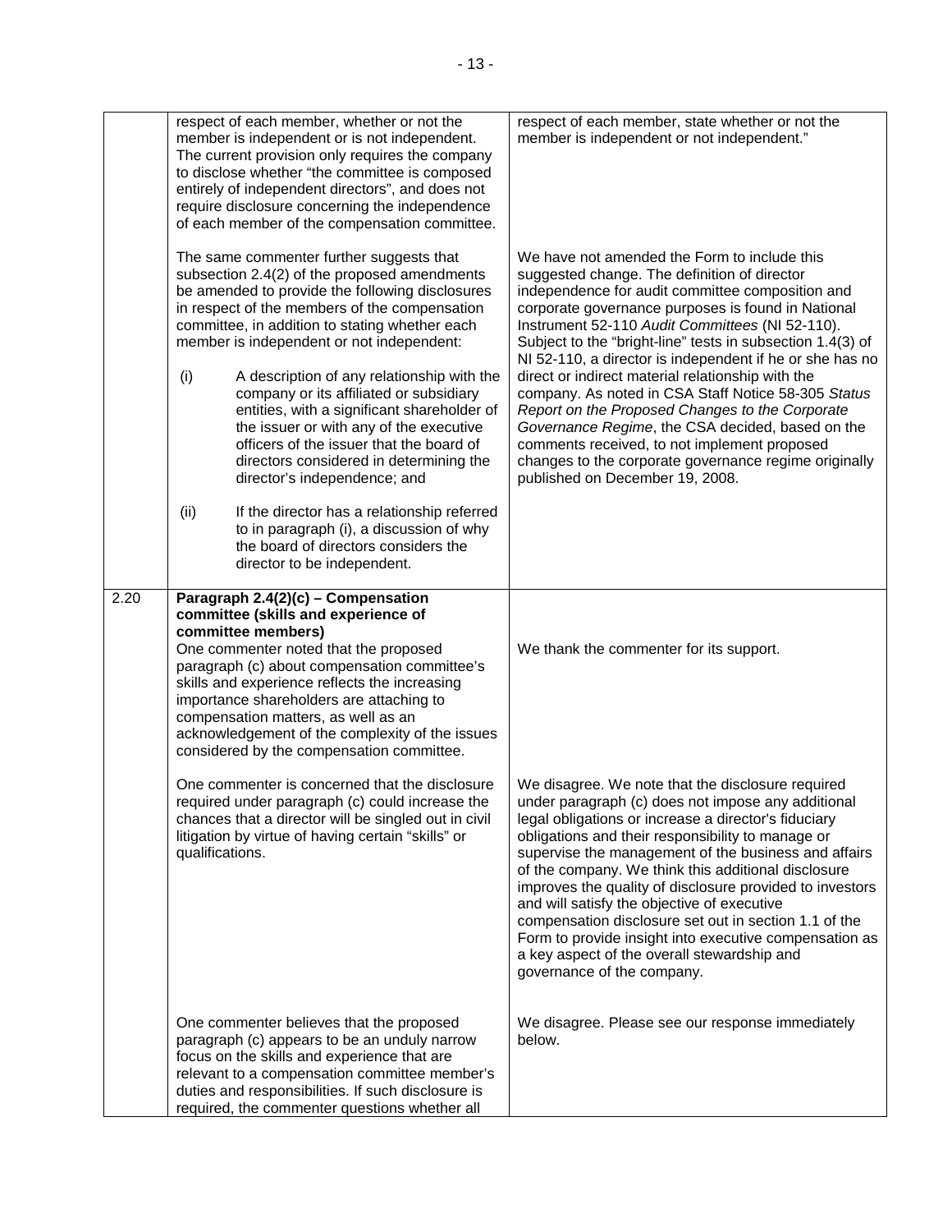| | | |
|---|---|---|
| | respect of each member, whether or not the member is independent or is not independent. The current provision only requires the company to disclose whether "the committee is composed entirely of independent directors", and does not require disclosure concerning the independence of each member of the compensation committee.<br><br>The same commenter further suggests that subsection 2.4(2) of the proposed amendments be amended to provide the following disclosures in respect of the members of the compensation committee, in addition to stating whether each member is independent or not independent:<br><br>(i) A description of any relationship with the company or its affiliated or subsidiary entities, with a significant shareholder of the issuer or with any of the executive officers of the issuer that the board of directors considered in determining the director's independence; and<br><br>(ii) If the director has a relationship referred to in paragraph (i), a discussion of why the board of directors considers the director to be independent. | respect of each member, state whether or not the member is independent or not independent."<br><br>We have not amended the Form to include this suggested change. The definition of director independence for audit committee composition and corporate governance purposes is found in National Instrument 52-110 *Audit Committees* (NI 52-110). Subject to the "bright-line" tests in subsection 1.4(3) of NI 52-110, a director is independent if he or she has no direct or indirect material relationship with the company. As noted in CSA Staff Notice 58-305 *Status Report on the Proposed Changes to the Corporate Governance Regime*, the CSA decided, based on the comments received, to not implement proposed changes to the corporate governance regime originally published on December 19, 2008. |
| 2.20 | **Paragraph 2.4(2)(c) – Compensation committee (skills and experience of committee members)**<br>One commenter noted that the proposed paragraph (c) about compensation committee's skills and experience reflects the increasing importance shareholders are attaching to compensation matters, as well as an acknowledgement of the complexity of the issues considered by the compensation committee.<br><br>One commenter is concerned that the disclosure required under paragraph (c) could increase the chances that a director will be singled out in civil litigation by virtue of having certain "skills" or qualifications.<br><br>One commenter believes that the proposed paragraph (c) appears to be an unduly narrow focus on the skills and experience that are relevant to a compensation committee member's duties and responsibilities. If such disclosure is required, the commenter questions whether all | We thank the commenter for its support.<br><br>We disagree. We note that the disclosure required under paragraph (c) does not impose any additional legal obligations or increase a director's fiduciary obligations and their responsibility to manage or supervise the management of the business and affairs of the company. We think this additional disclosure improves the quality of disclosure provided to investors and will satisfy the objective of executive compensation disclosure set out in section 1.1 of the Form to provide insight into executive compensation as a key aspect of the overall stewardship and governance of the company.<br><br>We disagree. Please see our response immediately below. |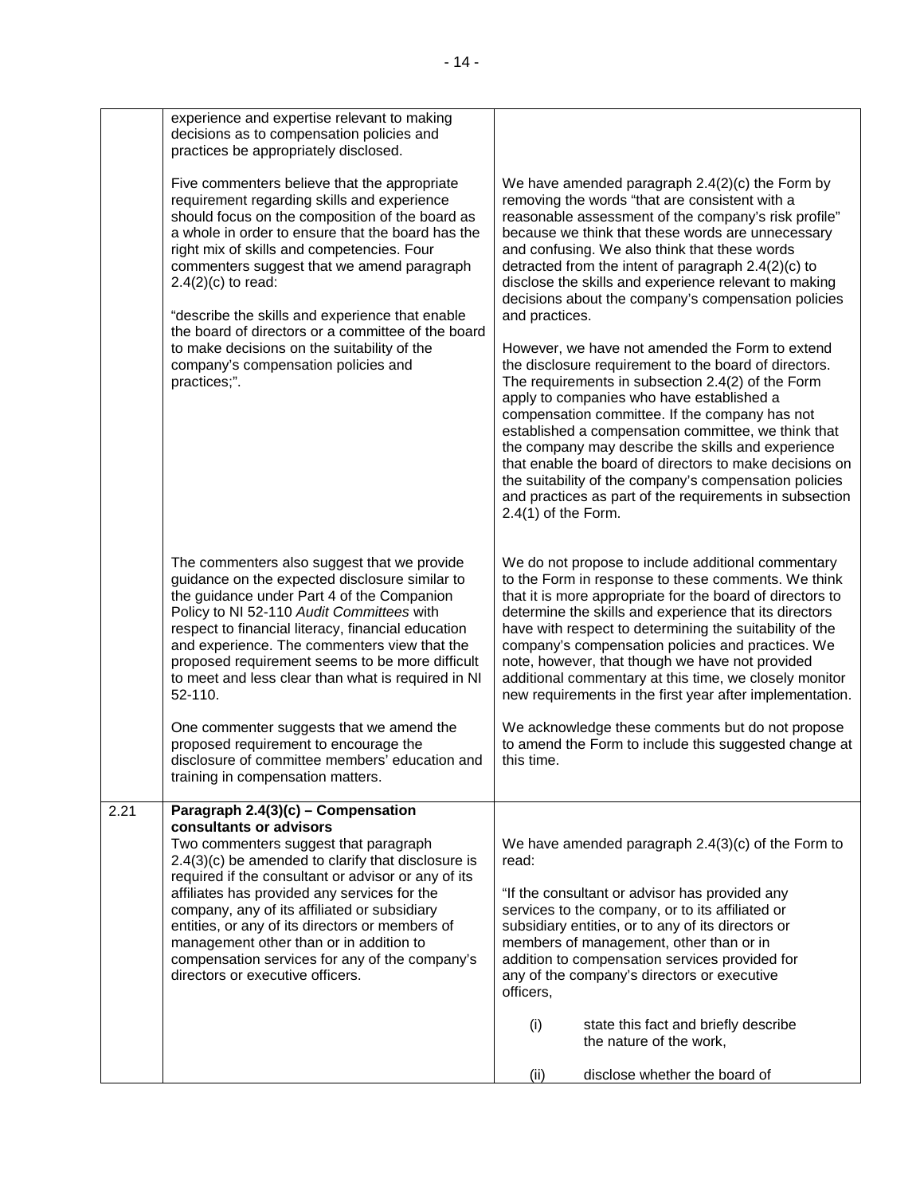| | | |
|---|---|---|
| | experience and expertise relevant to making decisions as to compensation policies and practices be appropriately disclosed.<br><br>Five commenters believe that the appropriate requirement regarding skills and experience should focus on the composition of the board as a whole in order to ensure that the board has the right mix of skills and competencies. Four commenters suggest that we amend paragraph 2.4(2)(c) to read:<br><br>"describe the skills and experience that enable the board of directors or a committee of the board to make decisions on the suitability of the company's compensation policies and practices;". | <br><br>We have amended paragraph 2.4(2)(c) the Form by removing the words "that are consistent with a reasonable assessment of the company's risk profile" because we think that these words are unnecessary and confusing. We also think that these words detracted from the intent of paragraph 2.4(2)(c) to disclose the skills and experience relevant to making decisions about the company's compensation policies and practices.<br><br>However, we have not amended the Form to extend the disclosure requirement to the board of directors. The requirements in subsection 2.4(2) of the Form apply to companies who have established a compensation committee. If the company has not established a compensation committee, we think that the company may describe the skills and experience that enable the board of directors to make decisions on the suitability of the company's compensation policies and practices as part of the requirements in subsection 2.4(1) of the Form. |
| | The commenters also suggest that we provide guidance on the expected disclosure similar to the guidance under Part 4 of the Companion Policy to NI 52-110 *Audit Committees* with respect to financial literacy, financial education and experience. The commenters view that the proposed requirement seems to be more difficult to meet and less clear than what is required in NI 52-110.<br><br>One commenter suggests that we amend the proposed requirement to encourage the disclosure of committee members' education and training in compensation matters. | We do not propose to include additional commentary to the Form in response to these comments. We think that it is more appropriate for the board of directors to determine the skills and experience that its directors have with respect to determining the suitability of the company's compensation policies and practices. We note, however, that though we have not provided additional commentary at this time, we closely monitor new requirements in the first year after implementation.<br><br>We acknowledge these comments but do not propose to amend the Form to include this suggested change at this time. |
| 2.21 | **Paragraph 2.4(3)(c) – Compensation consultants or advisors**<br>Two commenters suggest that paragraph 2.4(3)(c) be amended to clarify that disclosure is required if the consultant or advisor or any of its affiliates has provided any services for the company, any of its affiliated or subsidiary entities, or any of its directors or members of management other than or in addition to compensation services for any of the company's directors or executive officers. | <br>We have amended paragraph 2.4(3)(c) of the Form to read:<br><br>"If the consultant or advisor has provided any services to the company, or to its affiliated or subsidiary entities, or to any of its directors or members of management, other than or in addition to compensation services provided for any of the company's directors or executive officers,<br><br>(i) state this fact and briefly describe the nature of the work,<br><br>(ii) disclose whether the board of |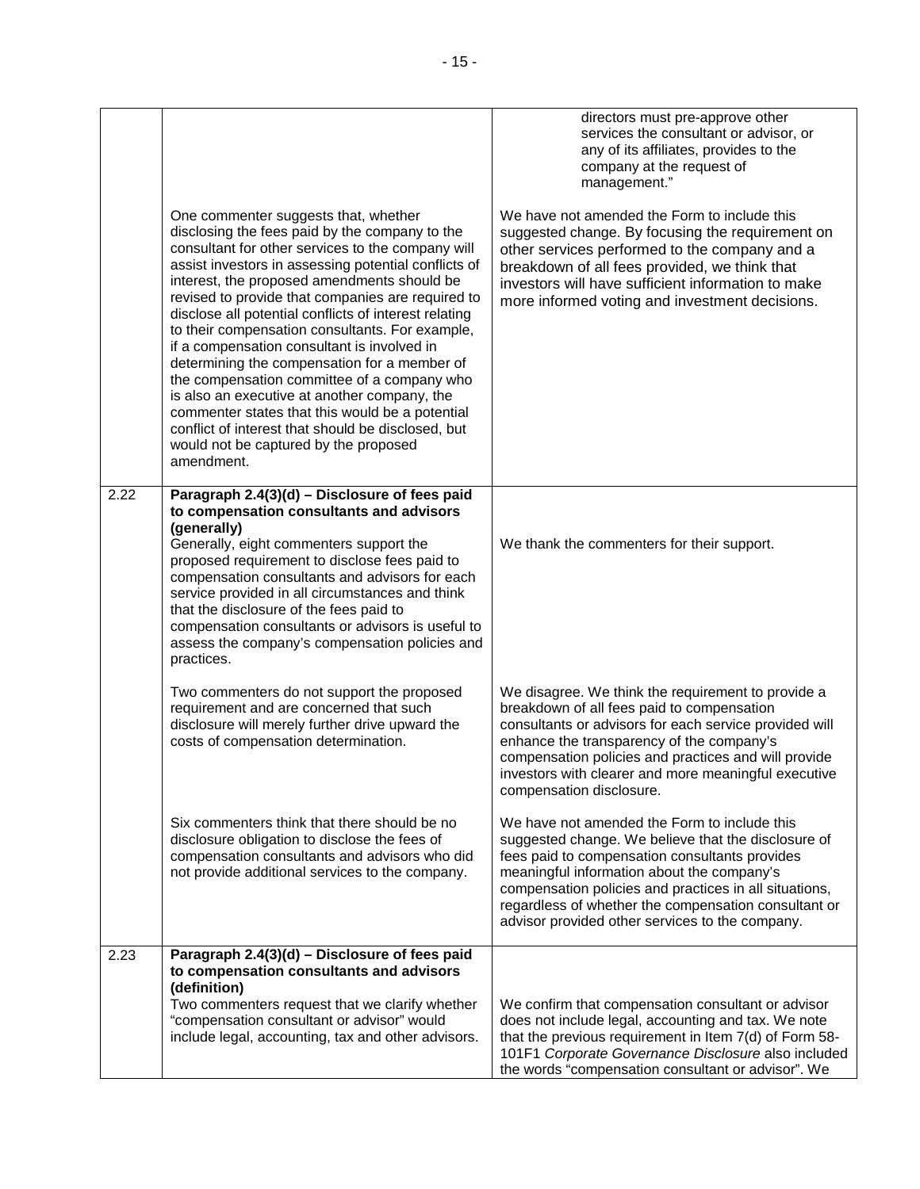| | | |
|---|---|---|
| | | directors must pre-approve other services the consultant or advisor, or any of its affiliates, provides to the company at the request of management." |
| | One commenter suggests that, whether disclosing the fees paid by the company to the consultant for other services to the company will assist investors in assessing potential conflicts of interest, the proposed amendments should be revised to provide that companies are required to disclose all potential conflicts of interest relating to their compensation consultants. For example, if a compensation consultant is involved in determining the compensation for a member of the compensation committee of a company who is also an executive at another company, the commenter states that this would be a potential conflict of interest that should be disclosed, but would not be captured by the proposed amendment. | We have not amended the Form to include this suggested change. By focusing the requirement on other services performed to the company and a breakdown of all fees provided, we think that investors will have sufficient information to make more informed voting and investment decisions. |
| 2.22 | **Paragraph 2.4(3)(d) – Disclosure of fees paid to compensation consultants and advisors (generally)**<br>Generally, eight commenters support the proposed requirement to disclose fees paid to compensation consultants and advisors for each service provided in all circumstances and think that the disclosure of the fees paid to compensation consultants or advisors is useful to assess the company's compensation policies and practices. | We thank the commenters for their support. |
| | Two commenters do not support the proposed requirement and are concerned that such disclosure will merely further drive upward the costs of compensation determination. | We disagree. We think the requirement to provide a breakdown of all fees paid to compensation consultants or advisors for each service provided will enhance the transparency of the company's compensation policies and practices and will provide investors with clearer and more meaningful executive compensation disclosure. |
| | Six commenters think that there should be no disclosure obligation to disclose the fees of compensation consultants and advisors who did not provide additional services to the company. | We have not amended the Form to include this suggested change. We believe that the disclosure of fees paid to compensation consultants provides meaningful information about the company's compensation policies and practices in all situations, regardless of whether the compensation consultant or advisor provided other services to the company. |
| 2.23 | **Paragraph 2.4(3)(d) – Disclosure of fees paid to compensation consultants and advisors (definition)**<br>Two commenters request that we clarify whether "compensation consultant or advisor" would include legal, accounting, tax and other advisors. | We confirm that compensation consultant or advisor does not include legal, accounting and tax. We note that the previous requirement in Item 7(d) of Form 58-101F1 *Corporate Governance Disclosure* also included the words "compensation consultant or advisor". We |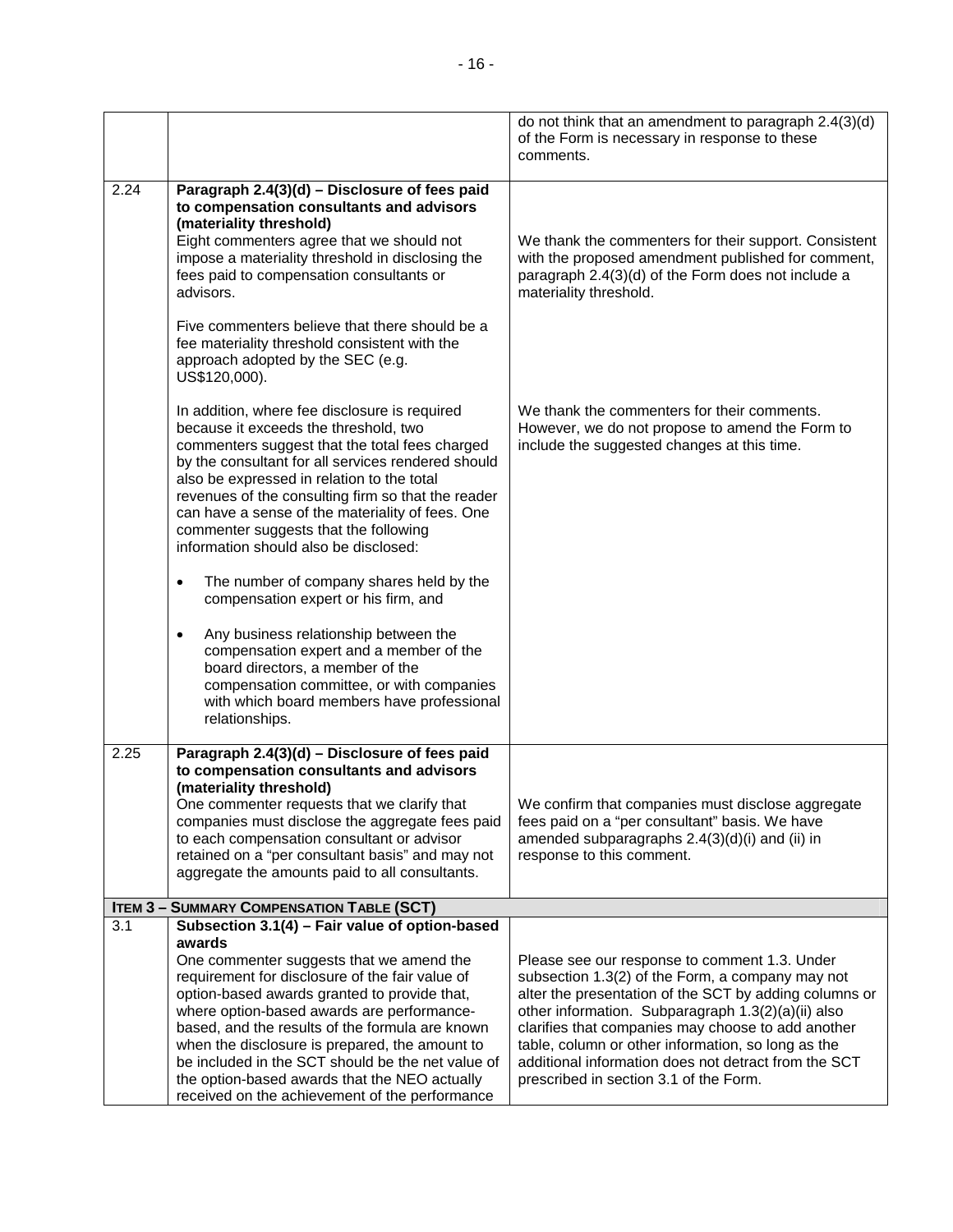| | | |
|---|---|---|
| | | do not think that an amendment to paragraph 2.4(3)(d) of the Form is necessary in response to these comments. |
| 2.24 | **Paragraph 2.4(3)(d) – Disclosure of fees paid to compensation consultants and advisors (materiality threshold)**<br>Eight commenters agree that we should not impose a materiality threshold in disclosing the fees paid to compensation consultants or advisors.<br><br>Five commenters believe that there should be a fee materiality threshold consistent with the approach adopted by the SEC (e.g. US$120,000).<br><br>In addition, where fee disclosure is required because it exceeds the threshold, two commenters suggest that the total fees charged by the consultant for all services rendered should also be expressed in relation to the total revenues of the consulting firm so that the reader can have a sense of the materiality of fees. One commenter suggests that the following information should also be disclosed:<br><br>• The number of company shares held by the compensation expert or his firm, and<br><br>• Any business relationship between the compensation expert and a member of the board directors, a member of the compensation committee, or with companies with which board members have professional relationships. | We thank the commenters for their support. Consistent with the proposed amendment published for comment, paragraph 2.4(3)(d) of the Form does not include a materiality threshold.<br><br>We thank the commenters for their comments. However, we do not propose to amend the Form to include the suggested changes at this time. |
| 2.25 | **Paragraph 2.4(3)(d) – Disclosure of fees paid to compensation consultants and advisors (materiality threshold)**<br>One commenter requests that we clarify that companies must disclose the aggregate fees paid to each compensation consultant or advisor retained on a "per consultant basis" and may not aggregate the amounts paid to all consultants. | We confirm that companies must disclose aggregate fees paid on a "per consultant" basis. We have amended subparagraphs 2.4(3)(d)(i) and (ii) in response to this comment. |
| **ITEM 3 – SUMMARY COMPENSATION TABLE (SCT)** | | |
| 3.1 | **Subsection 3.1(4) – Fair value of option-based awards**<br>One commenter suggests that we amend the requirement for disclosure of the fair value of option-based awards granted to provide that, where option-based awards are performance-based, and the results of the formula are known when the disclosure is prepared, the amount to be included in the SCT should be the net value of the option-based awards that the NEO actually received on the achievement of the performance | Please see our response to comment 1.3. Under subsection 1.3(2) of the Form, a company may not alter the presentation of the SCT by adding columns or other information. Subparagraph 1.3(2)(a)(ii) also clarifies that companies may choose to add another table, column or other information, so long as the additional information does not detract from the SCT prescribed in section 3.1 of the Form. |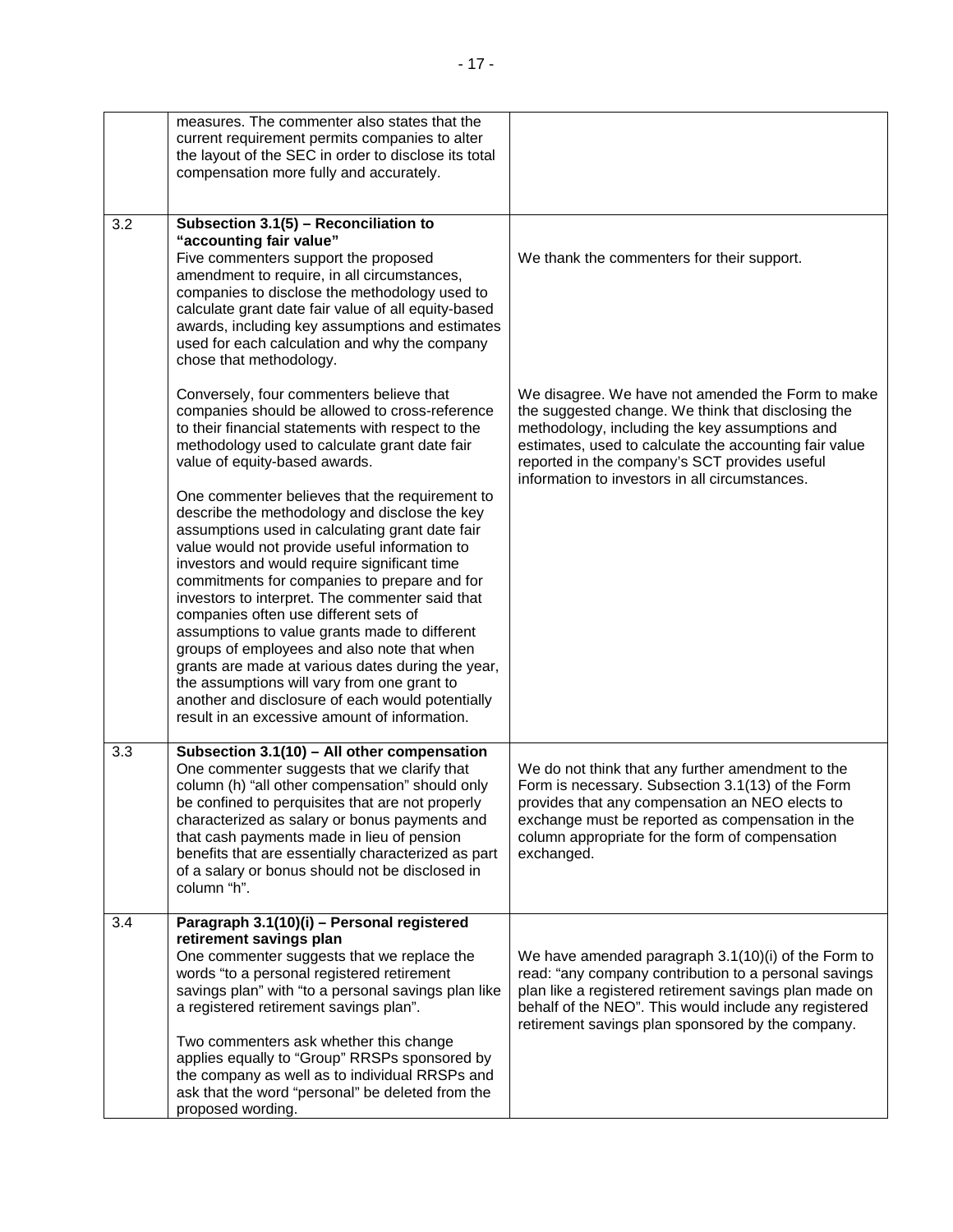| | | |
|---|---|---|
| | measures. The commenter also states that the current requirement permits companies to alter the layout of the SEC in order to disclose its total compensation more fully and accurately. | |
| 3.2 | **Subsection 3.1(5) – Reconciliation to "accounting fair value"**<br>Five commenters support the proposed amendment to require, in all circumstances, companies to disclose the methodology used to calculate grant date fair value of all equity-based awards, including key assumptions and estimates used for each calculation and why the company chose that methodology.<br><br>Conversely, four commenters believe that companies should be allowed to cross-reference to their financial statements with respect to the methodology used to calculate grant date fair value of equity-based awards.<br><br>One commenter believes that the requirement to describe the methodology and disclose the key assumptions used in calculating grant date fair value would not provide useful information to investors and would require significant time commitments for companies to prepare and for investors to interpret. The commenter said that companies often use different sets of assumptions to value grants made to different groups of employees and also note that when grants are made at various dates during the year, the assumptions will vary from one grant to another and disclosure of each would potentially result in an excessive amount of information. | We thank the commenters for their support.<br><br>We disagree. We have not amended the Form to make the suggested change. We think that disclosing the methodology, including the key assumptions and estimates, used to calculate the accounting fair value reported in the company's SCT provides useful information to investors in all circumstances. |
| 3.3 | **Subsection 3.1(10) – All other compensation**<br>One commenter suggests that we clarify that column (h) "all other compensation" should only be confined to perquisites that are not properly characterized as salary or bonus payments and that cash payments made in lieu of pension benefits that are essentially characterized as part of a salary or bonus should not be disclosed in column "h". | We do not think that any further amendment to the Form is necessary. Subsection 3.1(13) of the Form provides that any compensation an NEO elects to exchange must be reported as compensation in the column appropriate for the form of compensation exchanged. |
| 3.4 | **Paragraph 3.1(10)(i) – Personal registered retirement savings plan**<br>One commenter suggests that we replace the words "to a personal registered retirement savings plan" with "to a personal savings plan like a registered retirement savings plan".<br><br>Two commenters ask whether this change applies equally to "Group" RRSPs sponsored by the company as well as to individual RRSPs and ask that the word "personal" be deleted from the proposed wording. | We have amended paragraph 3.1(10)(i) of the Form to read: "any company contribution to a personal savings plan like a registered retirement savings plan made on behalf of the NEO". This would include any registered retirement savings plan sponsored by the company. |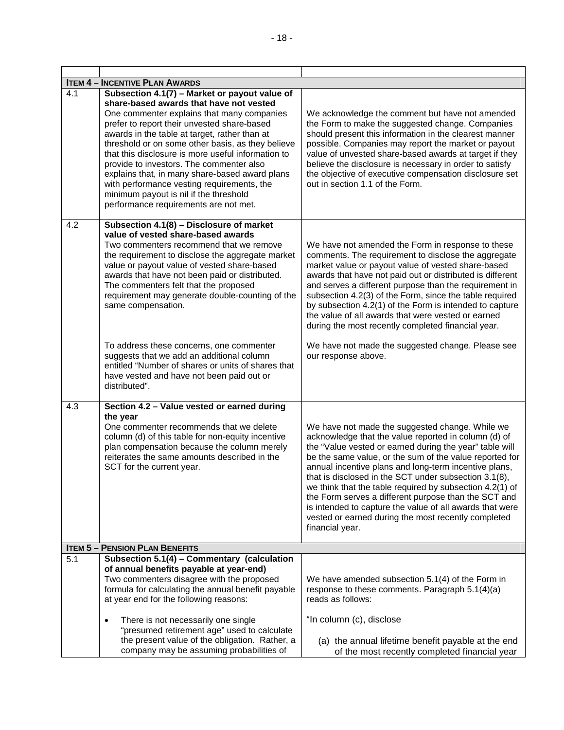| | | |
|---|---|---|
| **ITEM 4 – INCENTIVE PLAN AWARDS** | | |
| 4.1 | **Subsection 4.1(7) – Market or payout value of share-based awards that have not vested**<br>One commenter explains that many companies prefer to report their unvested share-based awards in the table at target, rather than at threshold or on some other basis, as they believe that this disclosure is more useful information to provide to investors. The commenter also explains that, in many share-based award plans with performance vesting requirements, the minimum payout is nil if the threshold performance requirements are not met. | We acknowledge the comment but have not amended the Form to make the suggested change. Companies should present this information in the clearest manner possible. Companies may report the market or payout value of unvested share-based awards at target if they believe the disclosure is necessary in order to satisfy the objective of executive compensation disclosure set out in section 1.1 of the Form. |
| 4.2 | **Subsection 4.1(8) – Disclosure of market value of vested share-based awards**<br>Two commenters recommend that we remove the requirement to disclose the aggregate market value or payout value of vested share-based awards that have not been paid or distributed. The commenters felt that the proposed requirement may generate double-counting of the same compensation.<br><br>To address these concerns, one commenter suggests that we add an additional column entitled "Number of shares or units of shares that have vested and have not been paid out or distributed". | We have not amended the Form in response to these comments. The requirement to disclose the aggregate market value or payout value of vested share-based awards that have not paid out or distributed is different and serves a different purpose than the requirement in subsection 4.2(3) of the Form, since the table required by subsection 4.2(1) of the Form is intended to capture the value of all awards that were vested or earned during the most recently completed financial year.<br><br>We have not made the suggested change. Please see our response above. |
| 4.3 | **Section 4.2 – Value vested or earned during the year**<br>One commenter recommends that we delete column (d) of this table for non-equity incentive plan compensation because the column merely reiterates the same amounts described in the SCT for the current year. | We have not made the suggested change. While we acknowledge that the value reported in column (d) of the "Value vested or earned during the year" table will be the same value, or the sum of the value reported for annual incentive plans and long-term incentive plans, that is disclosed in the SCT under subsection 3.1(8), we think that the table required by subsection 4.2(1) of the Form serves a different purpose than the SCT and is intended to capture the value of all awards that were vested or earned during the most recently completed financial year. |
| **ITEM 5 – PENSION PLAN BENEFITS** | | |
| 5.1 | **Subsection 5.1(4) – Commentary (calculation of annual benefits payable at year-end)**<br>Two commenters disagree with the proposed formula for calculating the annual benefit payable at year end for the following reasons:<br><br>• There is not necessarily one single "presumed retirement age" used to calculate the present value of the obligation. Rather, a company may be assuming probabilities of | We have amended subsection 5.1(4) of the Form in response to these comments. Paragraph 5.1(4)(a) reads as follows:<br><br>"In column (c), disclose<br><br>(a) the annual lifetime benefit payable at the end of the most recently completed financial year |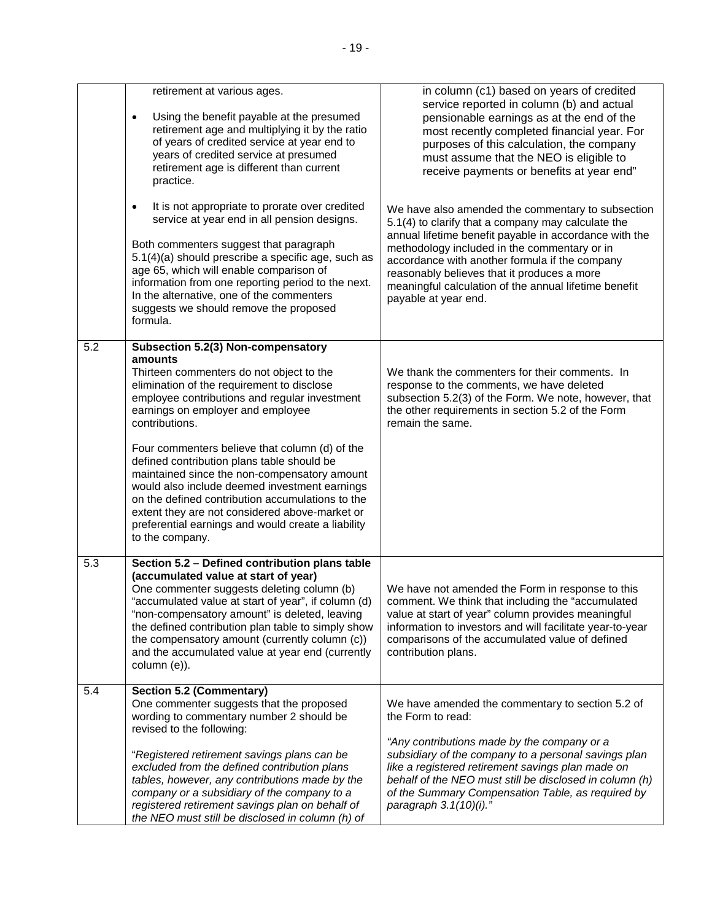| | | |
|---|---|---|
| | retirement at various ages.<br>• Using the benefit payable at the presumed retirement age and multiplying it by the ratio of years of credited service at year end to years of credited service at presumed retirement age is different than current practice.<br>• It is not appropriate to prorate over credited service at year end in all pension designs.<br><br>Both commenters suggest that paragraph 5.1(4)(a) should prescribe a specific age, such as age 65, which will enable comparison of information from one reporting period to the next. In the alternative, one of the commenters suggests we should remove the proposed formula. | in column (c1) based on years of credited service reported in column (b) and actual pensionable earnings as at the end of the most recently completed financial year. For purposes of this calculation, the company must assume that the NEO is eligible to receive payments or benefits at year end"<br><br>We have also amended the commentary to subsection 5.1(4) to clarify that a company may calculate the annual lifetime benefit payable in accordance with the methodology included in the commentary or in accordance with another formula if the company reasonably believes that it produces a more meaningful calculation of the annual lifetime benefit payable at year end. |
| 5.2 | **Subsection 5.2(3) Non-compensatory amounts**<br>Thirteen commenters do not object to the elimination of the requirement to disclose employee contributions and regular investment earnings on employer and employee contributions.<br><br>Four commenters believe that column (d) of the defined contribution plans table should be maintained since the non-compensatory amount would also include deemed investment earnings on the defined contribution accumulations to the extent they are not considered above-market or preferential earnings and would create a liability to the company. | We thank the commenters for their comments. In response to the comments, we have deleted subsection 5.2(3) of the Form. We note, however, that the other requirements in section 5.2 of the Form remain the same. |
| 5.3 | **Section 5.2 – Defined contribution plans table (accumulated value at start of year)**<br>One commenter suggests deleting column (b) "accumulated value at start of year", if column (d) "non-compensatory amount" is deleted, leaving the defined contribution plan table to simply show the compensatory amount (currently column (c)) and the accumulated value at year end (currently column (e)). | We have not amended the Form in response to this comment. We think that including the "accumulated value at start of year" column provides meaningful information to investors and will facilitate year-to-year comparisons of the accumulated value of defined contribution plans. |
| 5.4 | **Section 5.2 (Commentary)**<br>One commenter suggests that the proposed wording to commentary number 2 should be revised to the following:<br><br>"*Registered retirement savings plans can be excluded from the defined contribution plans tables, however, any contributions made by the company or a subsidiary of the company to a registered retirement savings plan on behalf of the NEO must still be disclosed in column (h) of* | We have amended the commentary to section 5.2 of the Form to read:<br><br>*"Any contributions made by the company or a subsidiary of the company to a personal savings plan like a registered retirement savings plan made on behalf of the NEO must still be disclosed in column (h) of the Summary Compensation Table, as required by paragraph 3.1(10)(i)."* |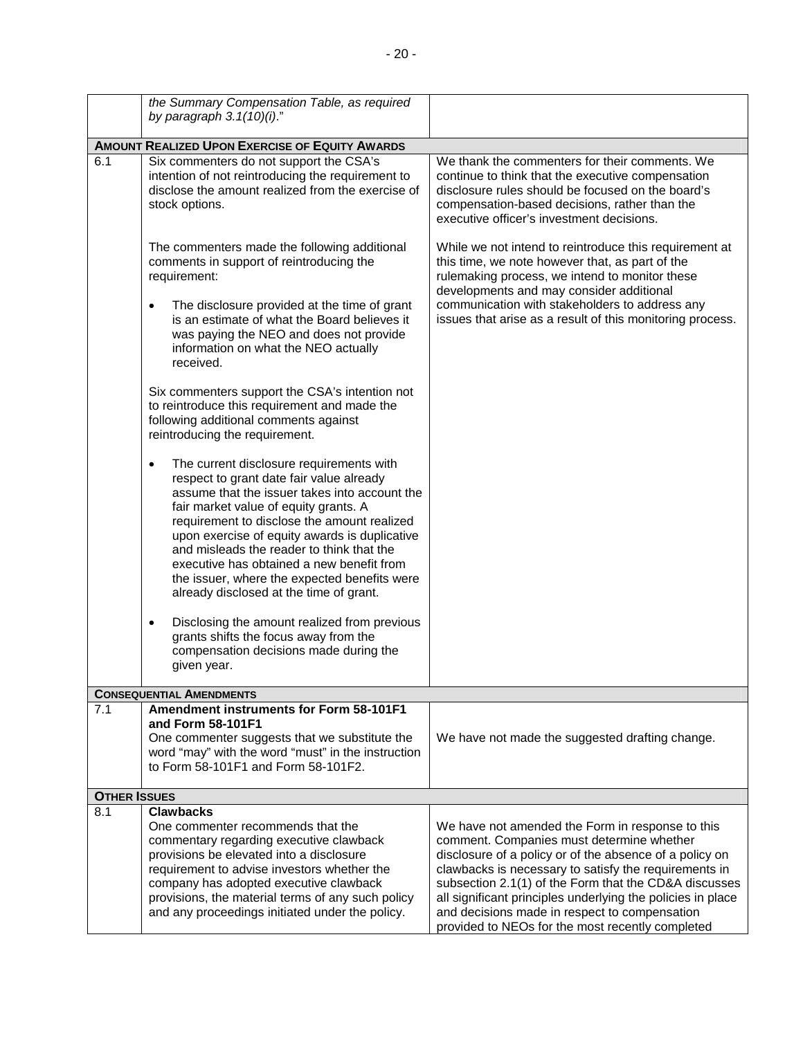| | | |
|---|---|---|
| | *the Summary Compensation Table, as required by paragraph 3.1(10)(i).*" | |
| **AMOUNT REALIZED UPON EXERCISE OF EQUITY AWARDS** | | |
| 6.1 | Six commenters do not support the CSA's intention of not reintroducing the requirement to disclose the amount realized from the exercise of stock options.<br><br>The commenters made the following additional comments in support of reintroducing the requirement:<br><br>• The disclosure provided at the time of grant is an estimate of what the Board believes it was paying the NEO and does not provide information on what the NEO actually received.<br><br>Six commenters support the CSA's intention not to reintroduce this requirement and made the following additional comments against reintroducing the requirement.<br><br>• The current disclosure requirements with respect to grant date fair value already assume that the issuer takes into account the fair market value of equity grants. A requirement to disclose the amount realized upon exercise of equity awards is duplicative and misleads the reader to think that the executive has obtained a new benefit from the issuer, where the expected benefits were already disclosed at the time of grant.<br><br>• Disclosing the amount realized from previous grants shifts the focus away from the compensation decisions made during the given year. | We thank the commenters for their comments. We continue to think that the executive compensation disclosure rules should be focused on the board's compensation-based decisions, rather than the executive officer's investment decisions.<br><br>While we not intend to reintroduce this requirement at this time, we note however that, as part of the rulemaking process, we intend to monitor these developments and may consider additional communication with stakeholders to address any issues that arise as a result of this monitoring process. |
| **CONSEQUENTIAL AMENDMENTS** | | |
| 7.1 | **Amendment instruments for Form 58-101F1 and Form 58-101F1**<br>One commenter suggests that we substitute the word "may" with the word "must" in the instruction to Form 58-101F1 and Form 58-101F2. | We have not made the suggested drafting change. |
| **OTHER ISSUES** | | |
| 8.1 | **Clawbacks**<br>One commenter recommends that the commentary regarding executive clawback provisions be elevated into a disclosure requirement to advise investors whether the company has adopted executive clawback provisions, the material terms of any such policy and any proceedings initiated under the policy. | We have not amended the Form in response to this comment. Companies must determine whether disclosure of a policy or of the absence of a policy on clawbacks is necessary to satisfy the requirements in subsection 2.1(1) of the Form that the CD&A discusses all significant principles underlying the policies in place and decisions made in respect to compensation provided to NEOs for the most recently completed |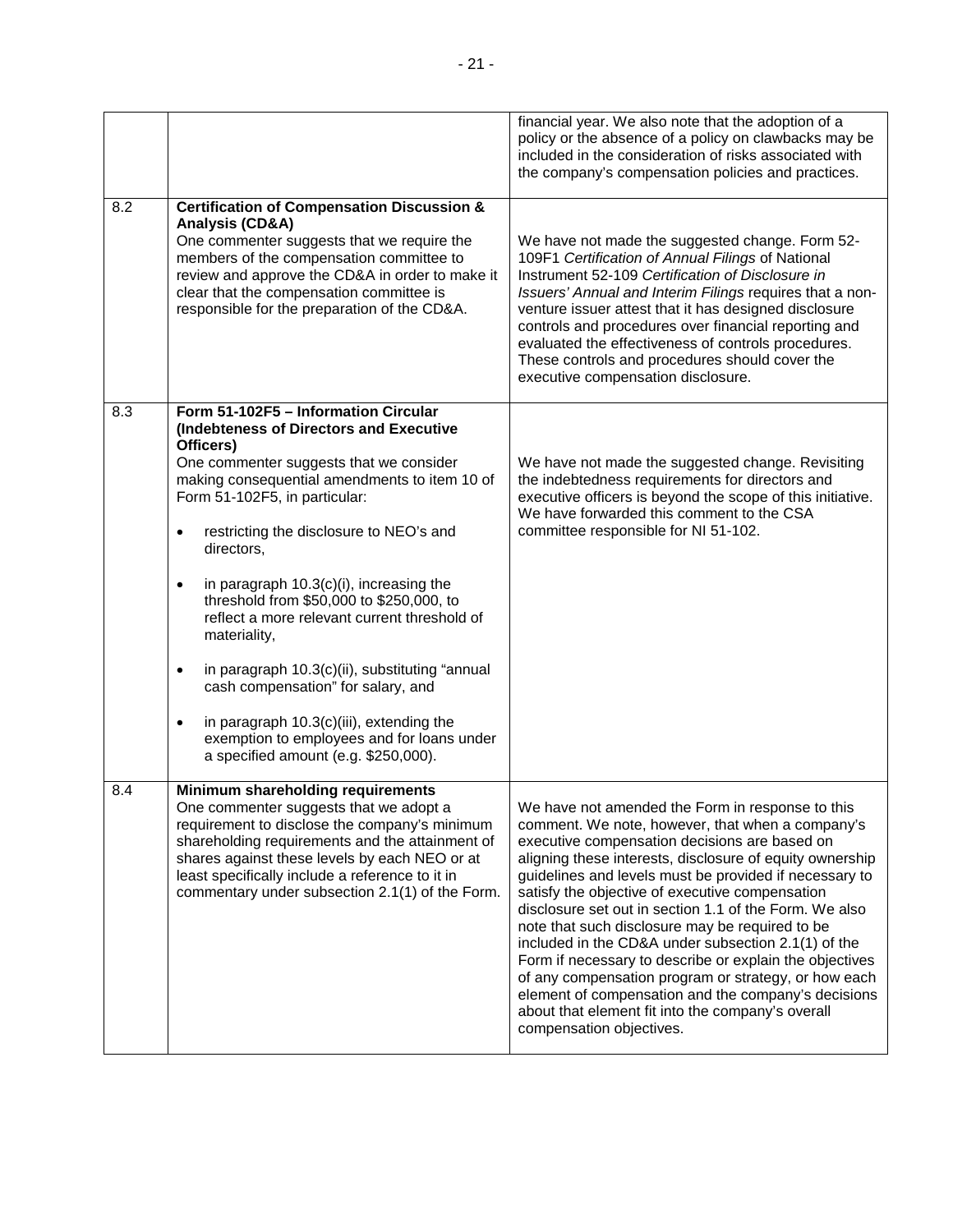| | | |
|---|---|---|
| | | financial year. We also note that the adoption of a policy or the absence of a policy on clawbacks may be included in the consideration of risks associated with the company's compensation policies and practices. |
| 8.2 | **Certification of Compensation Discussion & Analysis (CD&A)**<br>One commenter suggests that we require the members of the compensation committee to review and approve the CD&A in order to make it clear that the compensation committee is responsible for the preparation of the CD&A. | We have not made the suggested change. Form 52-109F1 *Certification of Annual Filings* of National Instrument 52-109 *Certification of Disclosure in Issuers' Annual and Interim Filings* requires that a non-venture issuer attest that it has designed disclosure controls and procedures over financial reporting and evaluated the effectiveness of controls procedures. These controls and procedures should cover the executive compensation disclosure. |
| 8.3 | **Form 51-102F5 – Information Circular (Indebteness of Directors and Executive Officers)**<br>One commenter suggests that we consider making consequential amendments to item 10 of Form 51-102F5, in particular:<br>• restricting the disclosure to NEO's and directors,<br>• in paragraph 10.3(c)(i), increasing the threshold from $50,000 to $250,000, to reflect a more relevant current threshold of materiality,<br>• in paragraph 10.3(c)(ii), substituting "annual cash compensation" for salary, and<br>• in paragraph 10.3(c)(iii), extending the exemption to employees and for loans under a specified amount (e.g. $250,000). | We have not made the suggested change. Revisiting the indebtedness requirements for directors and executive officers is beyond the scope of this initiative. We have forwarded this comment to the CSA committee responsible for NI 51-102. |
| 8.4 | **Minimum shareholding requirements**<br>One commenter suggests that we adopt a requirement to disclose the company's minimum shareholding requirements and the attainment of shares against these levels by each NEO or at least specifically include a reference to it in commentary under subsection 2.1(1) of the Form. | We have not amended the Form in response to this comment. We note, however, that when a company's executive compensation decisions are based on aligning these interests, disclosure of equity ownership guidelines and levels must be provided if necessary to satisfy the objective of executive compensation disclosure set out in section 1.1 of the Form. We also note that such disclosure may be required to be included in the CD&A under subsection 2.1(1) of the Form if necessary to describe or explain the objectives of any compensation program or strategy, or how each element of compensation and the company's decisions about that element fit into the company's overall compensation objectives. |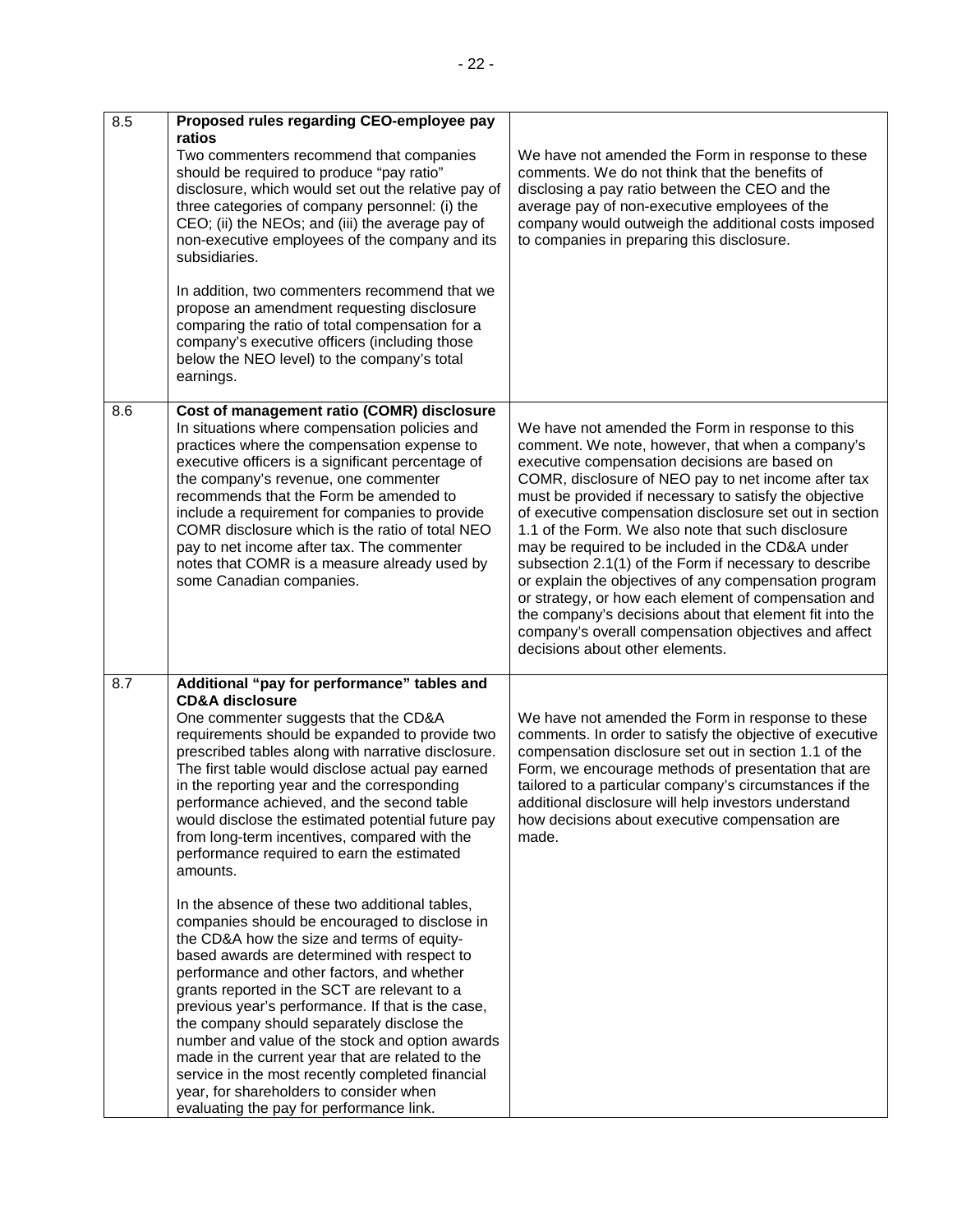| | | |
|---|---|---|
| 8.5 | **Proposed rules regarding CEO-employee pay ratios**<br>Two commenters recommend that companies should be required to produce "pay ratio" disclosure, which would set out the relative pay of three categories of company personnel: (i) the CEO; (ii) the NEOs; and (iii) the average pay of non-executive employees of the company and its subsidiaries.<br><br>In addition, two commenters recommend that we propose an amendment requesting disclosure comparing the ratio of total compensation for a company's executive officers (including those below the NEO level) to the company's total earnings. | We have not amended the Form in response to these comments. We do not think that the benefits of disclosing a pay ratio between the CEO and the average pay of non-executive employees of the company would outweigh the additional costs imposed to companies in preparing this disclosure. |
| 8.6 | **Cost of management ratio (COMR) disclosure**<br>In situations where compensation policies and practices where the compensation expense to executive officers is a significant percentage of the company's revenue, one commenter recommends that the Form be amended to include a requirement for companies to provide COMR disclosure which is the ratio of total NEO pay to net income after tax. The commenter notes that COMR is a measure already used by some Canadian companies. | We have not amended the Form in response to this comment. We note, however, that when a company's executive compensation decisions are based on COMR, disclosure of NEO pay to net income after tax must be provided if necessary to satisfy the objective of executive compensation disclosure set out in section 1.1 of the Form. We also note that such disclosure may be required to be included in the CD&A under subsection 2.1(1) of the Form if necessary to describe or explain the objectives of any compensation program or strategy, or how each element of compensation and the company's decisions about that element fit into the company's overall compensation objectives and affect decisions about other elements. |
| 8.7 | **Additional "pay for performance" tables and CD&A disclosure**<br>One commenter suggests that the CD&A requirements should be expanded to provide two prescribed tables along with narrative disclosure. The first table would disclose actual pay earned in the reporting year and the corresponding performance achieved, and the second table would disclose the estimated potential future pay from long-term incentives, compared with the performance required to earn the estimated amounts.<br><br>In the absence of these two additional tables, companies should be encouraged to disclose in the CD&A how the size and terms of equity-based awards are determined with respect to performance and other factors, and whether grants reported in the SCT are relevant to a previous year's performance. If that is the case, the company should separately disclose the number and value of the stock and option awards made in the current year that are related to the service in the most recently completed financial year, for shareholders to consider when evaluating the pay for performance link. | We have not amended the Form in response to these comments. In order to satisfy the objective of executive compensation disclosure set out in section 1.1 of the Form, we encourage methods of presentation that are tailored to a particular company's circumstances if the additional disclosure will help investors understand how decisions about executive compensation are made. |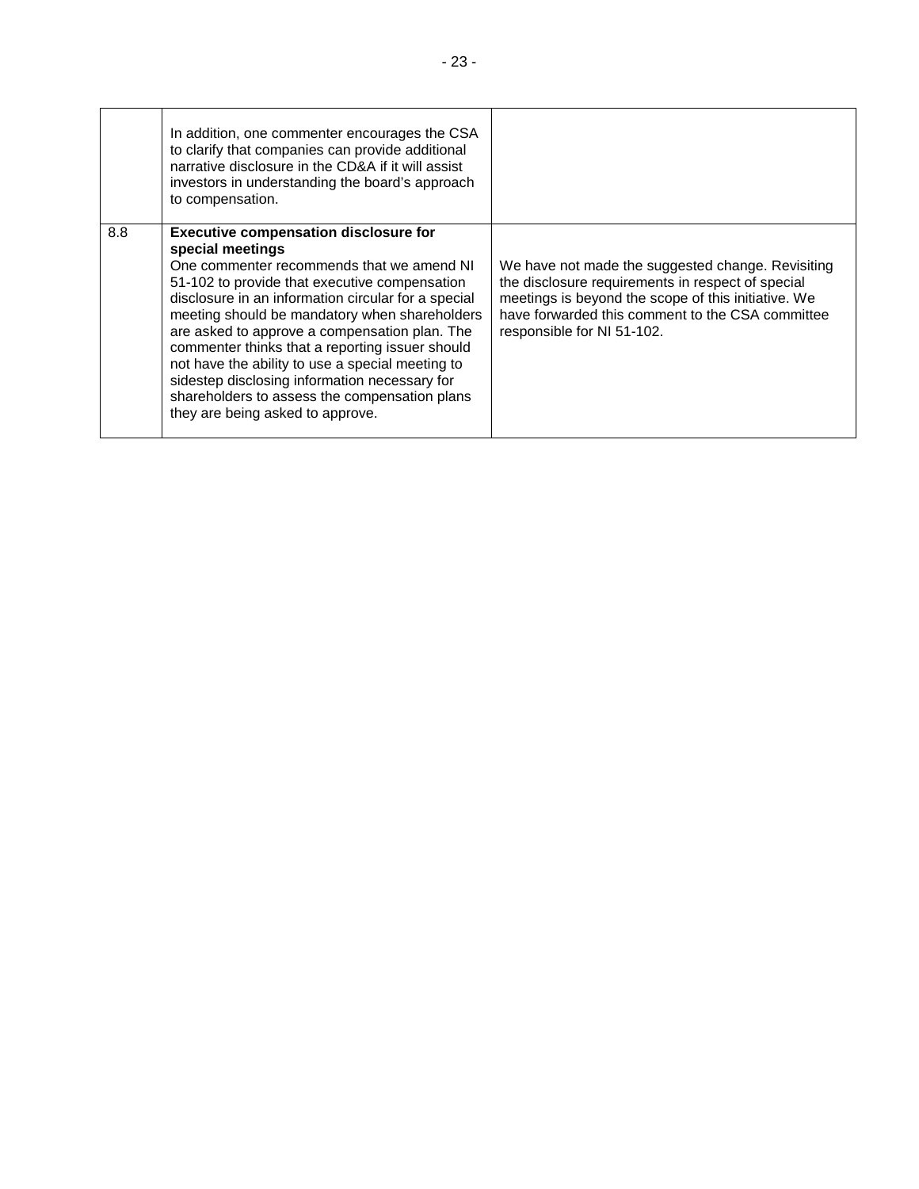| | | |
|---|---|---|
| | In addition, one commenter encourages the CSA to clarify that companies can provide additional narrative disclosure in the CD&A if it will assist investors in understanding the board's approach to compensation. | |
| 8.8 | **Executive compensation disclosure for special meetings**<br>One commenter recommends that we amend NI 51-102 to provide that executive compensation disclosure in an information circular for a special meeting should be mandatory when shareholders are asked to approve a compensation plan. The commenter thinks that a reporting issuer should not have the ability to use a special meeting to sidestep disclosing information necessary for shareholders to assess the compensation plans they are being asked to approve. | We have not made the suggested change. Revisiting the disclosure requirements in respect of special meetings is beyond the scope of this initiative. We have forwarded this comment to the CSA committee responsible for NI 51-102. |